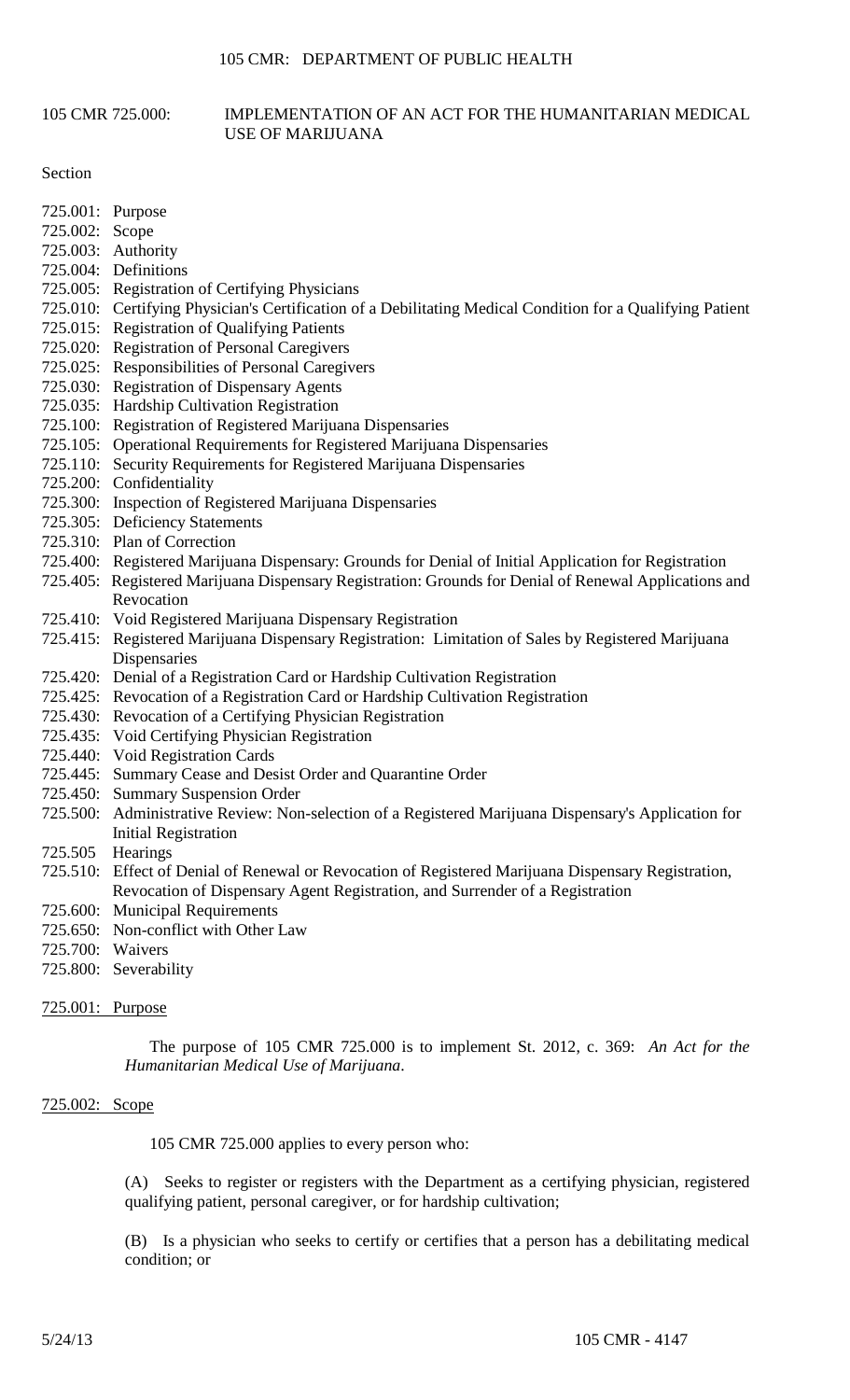# 105 CMR 725.000: IMPLEMENTATION OF AN ACT FOR THE HUMANITARIAN MEDICAL USE OF MARIJUANA

Section

725.001: Purpose
725.002: Scope
725.003: Authority
725.004: Definitions
725.005: Registration of Certifying Physicians
725.010: Certifying Physician's Certification of a Debilitating Medical Condition for a Qualifying Patient
725.015: Registration of Qualifying Patients
725.020: Registration of Personal Caregivers
725.025: Responsibilities of Personal Caregivers
725.030: Registration of Dispensary Agents
725.035: Hardship Cultivation Registration
725.100: Registration of Registered Marijuana Dispensaries
725.105: Operational Requirements for Registered Marijuana Dispensaries
725.110: Security Requirements for Registered Marijuana Dispensaries
725.200: Confidentiality
725.300: Inspection of Registered Marijuana Dispensaries
725.305: Deficiency Statements
725.310: Plan of Correction
725.400: Registered Marijuana Dispensary: Grounds for Denial of Initial Application for Registration
725.405: Registered Marijuana Dispensary Registration: Grounds for Denial of Renewal Applications and Revocation
725.410: Void Registered Marijuana Dispensary Registration
725.415: Registered Marijuana Dispensary Registration: Limitation of Sales by Registered Marijuana Dispensaries
725.420: Denial of a Registration Card or Hardship Cultivation Registration
725.425: Revocation of a Registration Card or Hardship Cultivation Registration
725.430: Revocation of a Certifying Physician Registration
725.435: Void Certifying Physician Registration
725.440: Void Registration Cards
725.445: Summary Cease and Desist Order and Quarantine Order
725.450: Summary Suspension Order
725.500: Administrative Review: Non-selection of a Registered Marijuana Dispensary's Application for Initial Registration
725.505 Hearings
725.510: Effect of Denial of Renewal or Revocation of Registered Marijuana Dispensary Registration, Revocation of Dispensary Agent Registration, and Surrender of a Registration
725.600: Municipal Requirements
725.650: Non-conflict with Other Law
725.700: Waivers
725.800: Severability

## 725.001: Purpose

The purpose of 105 CMR 725.000 is to implement St. 2012, c. 369: *An Act for the Humanitarian Medical Use of Marijuana*.

## 725.002: Scope

105 CMR 725.000 applies to every person who:

(A) Seeks to register or registers with the Department as a certifying physician, registered qualifying patient, personal caregiver, or for hardship cultivation;

(B) Is a physician who seeks to certify or certifies that a person has a debilitating medical condition; or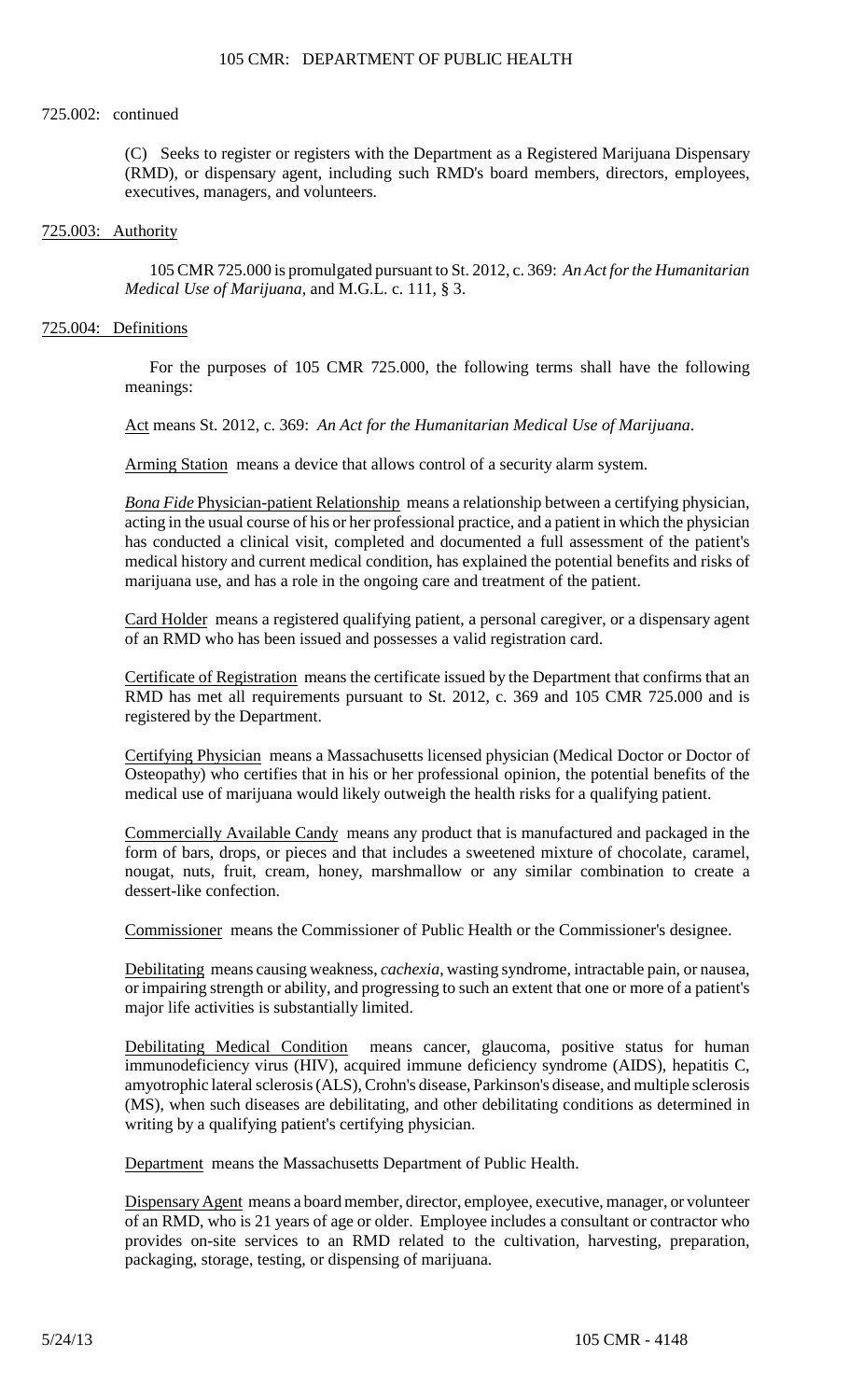725.002: continued

(C) Seeks to register or registers with the Department as a Registered Marijuana Dispensary (RMD), or dispensary agent, including such RMD's board members, directors, employees, executives, managers, and volunteers.

725.003: Authority

105 CMR 725.000 is promulgated pursuant to St. 2012, c. 369: *An Act for the Humanitarian Medical Use of Marijuana*, and M.G.L. c. 111, § 3.

725.004: Definitions

For the purposes of 105 CMR 725.000, the following terms shall have the following meanings:

Act means St. 2012, c. 369: *An Act for the Humanitarian Medical Use of Marijuana*.

Arming Station means a device that allows control of a security alarm system.

*Bona Fide* Physician-patient Relationship means a relationship between a certifying physician, acting in the usual course of his or her professional practice, and a patient in which the physician has conducted a clinical visit, completed and documented a full assessment of the patient's medical history and current medical condition, has explained the potential benefits and risks of marijuana use, and has a role in the ongoing care and treatment of the patient.

Card Holder means a registered qualifying patient, a personal caregiver, or a dispensary agent of an RMD who has been issued and possesses a valid registration card.

Certificate of Registration means the certificate issued by the Department that confirms that an RMD has met all requirements pursuant to St. 2012, c. 369 and 105 CMR 725.000 and is registered by the Department.

Certifying Physician means a Massachusetts licensed physician (Medical Doctor or Doctor of Osteopathy) who certifies that in his or her professional opinion, the potential benefits of the medical use of marijuana would likely outweigh the health risks for a qualifying patient.

Commercially Available Candy means any product that is manufactured and packaged in the form of bars, drops, or pieces and that includes a sweetened mixture of chocolate, caramel, nougat, nuts, fruit, cream, honey, marshmallow or any similar combination to create a dessert-like confection.

Commissioner means the Commissioner of Public Health or the Commissioner's designee.

Debilitating means causing weakness, *cachexia*, wasting syndrome, intractable pain, or nausea, or impairing strength or ability, and progressing to such an extent that one or more of a patient's major life activities is substantially limited.

Debilitating Medical Condition means cancer, glaucoma, positive status for human immunodeficiency virus (HIV), acquired immune deficiency syndrome (AIDS), hepatitis C, amyotrophic lateral sclerosis (ALS), Crohn's disease, Parkinson's disease, and multiple sclerosis (MS), when such diseases are debilitating, and other debilitating conditions as determined in writing by a qualifying patient's certifying physician.

Department means the Massachusetts Department of Public Health.

Dispensary Agent means a board member, director, employee, executive, manager, or volunteer of an RMD, who is 21 years of age or older. Employee includes a consultant or contractor who provides on-site services to an RMD related to the cultivation, harvesting, preparation, packaging, storage, testing, or dispensing of marijuana.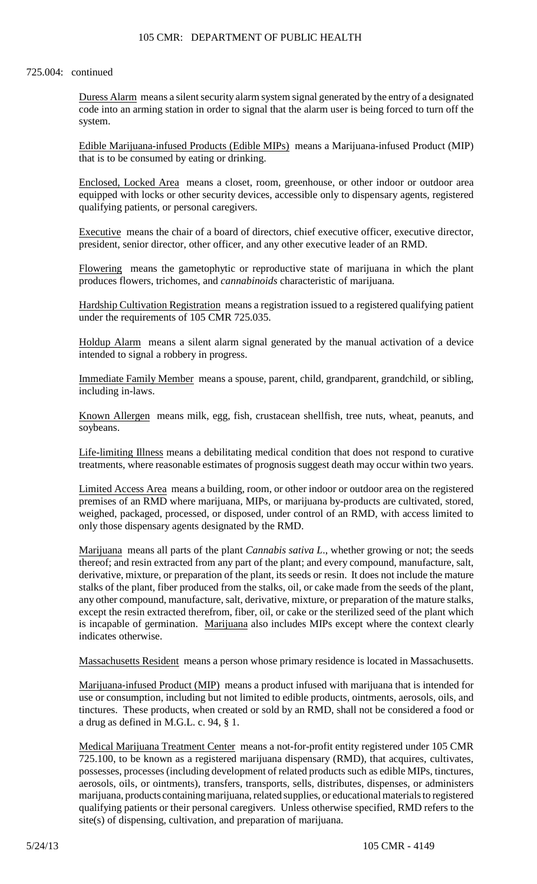725.004: continued

Duress Alarm means a silent security alarm system signal generated by the entry of a designated code into an arming station in order to signal that the alarm user is being forced to turn off the system.

Edible Marijuana-infused Products (Edible MIPs) means a Marijuana-infused Product (MIP) that is to be consumed by eating or drinking.

Enclosed, Locked Area means a closet, room, greenhouse, or other indoor or outdoor area equipped with locks or other security devices, accessible only to dispensary agents, registered qualifying patients, or personal caregivers.

Executive means the chair of a board of directors, chief executive officer, executive director, president, senior director, other officer, and any other executive leader of an RMD.

Flowering means the gametophytic or reproductive state of marijuana in which the plant produces flowers, trichomes, and *cannabinoids* characteristic of marijuana.

Hardship Cultivation Registration means a registration issued to a registered qualifying patient under the requirements of 105 CMR 725.035.

Holdup Alarm means a silent alarm signal generated by the manual activation of a device intended to signal a robbery in progress.

Immediate Family Member means a spouse, parent, child, grandparent, grandchild, or sibling, including in-laws.

Known Allergen means milk, egg, fish, crustacean shellfish, tree nuts, wheat, peanuts, and soybeans.

Life-limiting Illness means a debilitating medical condition that does not respond to curative treatments, where reasonable estimates of prognosis suggest death may occur within two years.

Limited Access Area means a building, room, or other indoor or outdoor area on the registered premises of an RMD where marijuana, MIPs, or marijuana by-products are cultivated, stored, weighed, packaged, processed, or disposed, under control of an RMD, with access limited to only those dispensary agents designated by the RMD.

Marijuana means all parts of the plant *Cannabis sativa L*., whether growing or not; the seeds thereof; and resin extracted from any part of the plant; and every compound, manufacture, salt, derivative, mixture, or preparation of the plant, its seeds or resin. It does not include the mature stalks of the plant, fiber produced from the stalks, oil, or cake made from the seeds of the plant, any other compound, manufacture, salt, derivative, mixture, or preparation of the mature stalks, except the resin extracted therefrom, fiber, oil, or cake or the sterilized seed of the plant which is incapable of germination. Marijuana also includes MIPs except where the context clearly indicates otherwise.

Massachusetts Resident means a person whose primary residence is located in Massachusetts.

Marijuana-infused Product (MIP) means a product infused with marijuana that is intended for use or consumption, including but not limited to edible products, ointments, aerosols, oils, and tinctures. These products, when created or sold by an RMD, shall not be considered a food or a drug as defined in M.G.L. c. 94, § 1.

Medical Marijuana Treatment Center means a not-for-profit entity registered under 105 CMR 725.100, to be known as a registered marijuana dispensary (RMD), that acquires, cultivates, possesses, processes (including development of related products such as edible MIPs, tinctures, aerosols, oils, or ointments), transfers, transports, sells, distributes, dispenses, or administers marijuana, products containing marijuana, related supplies, or educational materials to registered qualifying patients or their personal caregivers. Unless otherwise specified, RMD refers to the site(s) of dispensing, cultivation, and preparation of marijuana.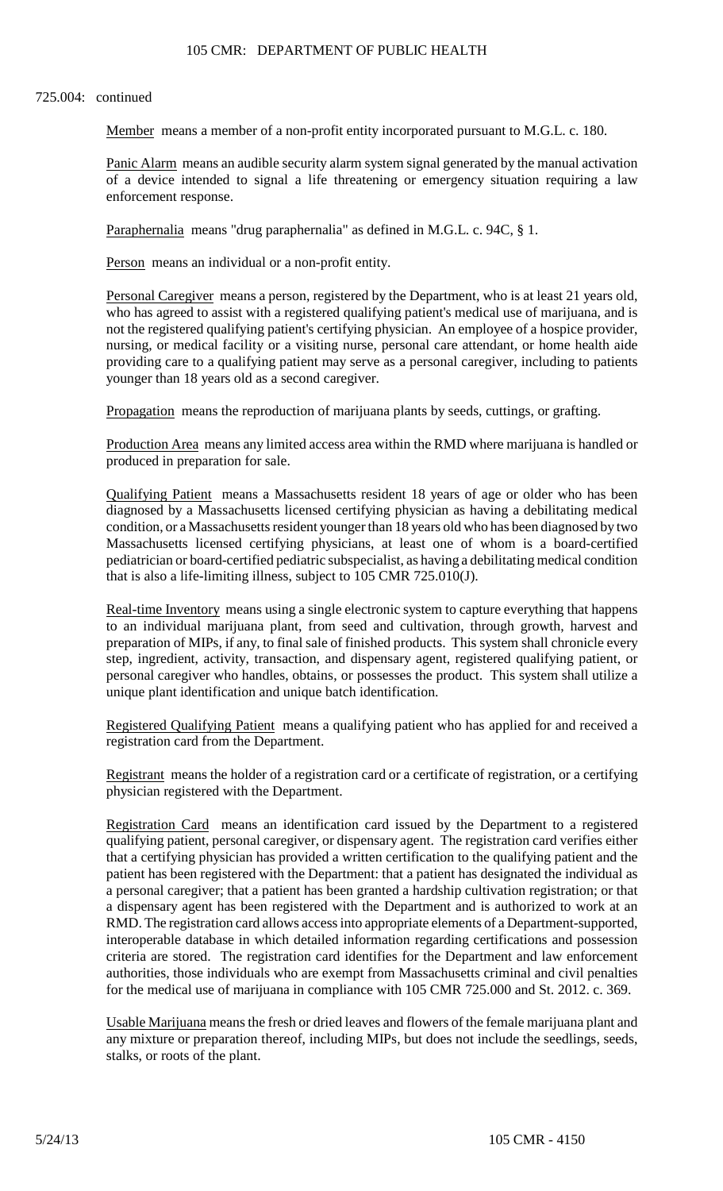725.004: continued

Member means a member of a non-profit entity incorporated pursuant to M.G.L. c. 180.

Panic Alarm means an audible security alarm system signal generated by the manual activation of a device intended to signal a life threatening or emergency situation requiring a law enforcement response.

Paraphernalia means "drug paraphernalia" as defined in M.G.L. c. 94C, § 1.

Person means an individual or a non-profit entity.

Personal Caregiver means a person, registered by the Department, who is at least 21 years old, who has agreed to assist with a registered qualifying patient's medical use of marijuana, and is not the registered qualifying patient's certifying physician. An employee of a hospice provider, nursing, or medical facility or a visiting nurse, personal care attendant, or home health aide providing care to a qualifying patient may serve as a personal caregiver, including to patients younger than 18 years old as a second caregiver.

Propagation means the reproduction of marijuana plants by seeds, cuttings, or grafting.

Production Area means any limited access area within the RMD where marijuana is handled or produced in preparation for sale.

Qualifying Patient means a Massachusetts resident 18 years of age or older who has been diagnosed by a Massachusetts licensed certifying physician as having a debilitating medical condition, or a Massachusetts resident younger than 18 years old who has been diagnosed by two Massachusetts licensed certifying physicians, at least one of whom is a board-certified pediatrician or board-certified pediatric subspecialist, as having a debilitating medical condition that is also a life-limiting illness, subject to 105 CMR 725.010(J).

Real-time Inventory means using a single electronic system to capture everything that happens to an individual marijuana plant, from seed and cultivation, through growth, harvest and preparation of MIPs, if any, to final sale of finished products. This system shall chronicle every step, ingredient, activity, transaction, and dispensary agent, registered qualifying patient, or personal caregiver who handles, obtains, or possesses the product. This system shall utilize a unique plant identification and unique batch identification.

Registered Qualifying Patient means a qualifying patient who has applied for and received a registration card from the Department.

Registrant means the holder of a registration card or a certificate of registration, or a certifying physician registered with the Department.

Registration Card means an identification card issued by the Department to a registered qualifying patient, personal caregiver, or dispensary agent. The registration card verifies either that a certifying physician has provided a written certification to the qualifying patient and the patient has been registered with the Department: that a patient has designated the individual as a personal caregiver; that a patient has been granted a hardship cultivation registration; or that a dispensary agent has been registered with the Department and is authorized to work at an RMD. The registration card allows access into appropriate elements of a Department-supported, interoperable database in which detailed information regarding certifications and possession criteria are stored. The registration card identifies for the Department and law enforcement authorities, those individuals who are exempt from Massachusetts criminal and civil penalties for the medical use of marijuana in compliance with 105 CMR 725.000 and St. 2012. c. 369.

Usable Marijuana means the fresh or dried leaves and flowers of the female marijuana plant and any mixture or preparation thereof, including MIPs, but does not include the seedlings, seeds, stalks, or roots of the plant.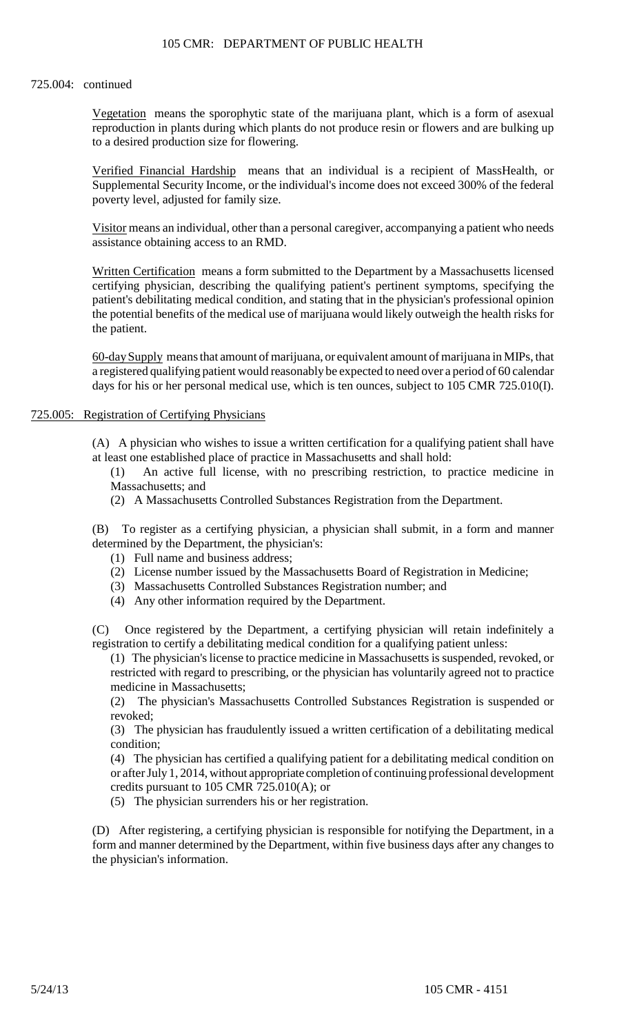725.004: continued

Vegetation means the sporophytic state of the marijuana plant, which is a form of asexual reproduction in plants during which plants do not produce resin or flowers and are bulking up to a desired production size for flowering.

Verified Financial Hardship means that an individual is a recipient of MassHealth, or Supplemental Security Income, or the individual's income does not exceed 300% of the federal poverty level, adjusted for family size.

Visitor means an individual, other than a personal caregiver, accompanying a patient who needs assistance obtaining access to an RMD.

Written Certification means a form submitted to the Department by a Massachusetts licensed certifying physician, describing the qualifying patient's pertinent symptoms, specifying the patient's debilitating medical condition, and stating that in the physician's professional opinion the potential benefits of the medical use of marijuana would likely outweigh the health risks for the patient.

60-day Supply means that amount of marijuana, or equivalent amount of marijuana in MIPs, that a registered qualifying patient would reasonably be expected to need over a period of 60 calendar days for his or her personal medical use, which is ten ounces, subject to 105 CMR 725.010(I).

## 725.005: Registration of Certifying Physicians

(A) A physician who wishes to issue a written certification for a qualifying patient shall have at least one established place of practice in Massachusetts and shall hold:

(1) An active full license, with no prescribing restriction, to practice medicine in Massachusetts; and

(2) A Massachusetts Controlled Substances Registration from the Department.

(B) To register as a certifying physician, a physician shall submit, in a form and manner determined by the Department, the physician's:

(1) Full name and business address;

(2) License number issued by the Massachusetts Board of Registration in Medicine;

(3) Massachusetts Controlled Substances Registration number; and

(4) Any other information required by the Department.

(C) Once registered by the Department, a certifying physician will retain indefinitely a registration to certify a debilitating medical condition for a qualifying patient unless:

(1) The physician's license to practice medicine in Massachusetts is suspended, revoked, or restricted with regard to prescribing, or the physician has voluntarily agreed not to practice medicine in Massachusetts;

(2) The physician's Massachusetts Controlled Substances Registration is suspended or revoked;

(3) The physician has fraudulently issued a written certification of a debilitating medical condition;

(4) The physician has certified a qualifying patient for a debilitating medical condition on or after July 1, 2014, without appropriate completion of continuing professional development credits pursuant to 105 CMR 725.010(A); or

(5) The physician surrenders his or her registration.

(D) After registering, a certifying physician is responsible for notifying the Department, in a form and manner determined by the Department, within five business days after any changes to the physician's information.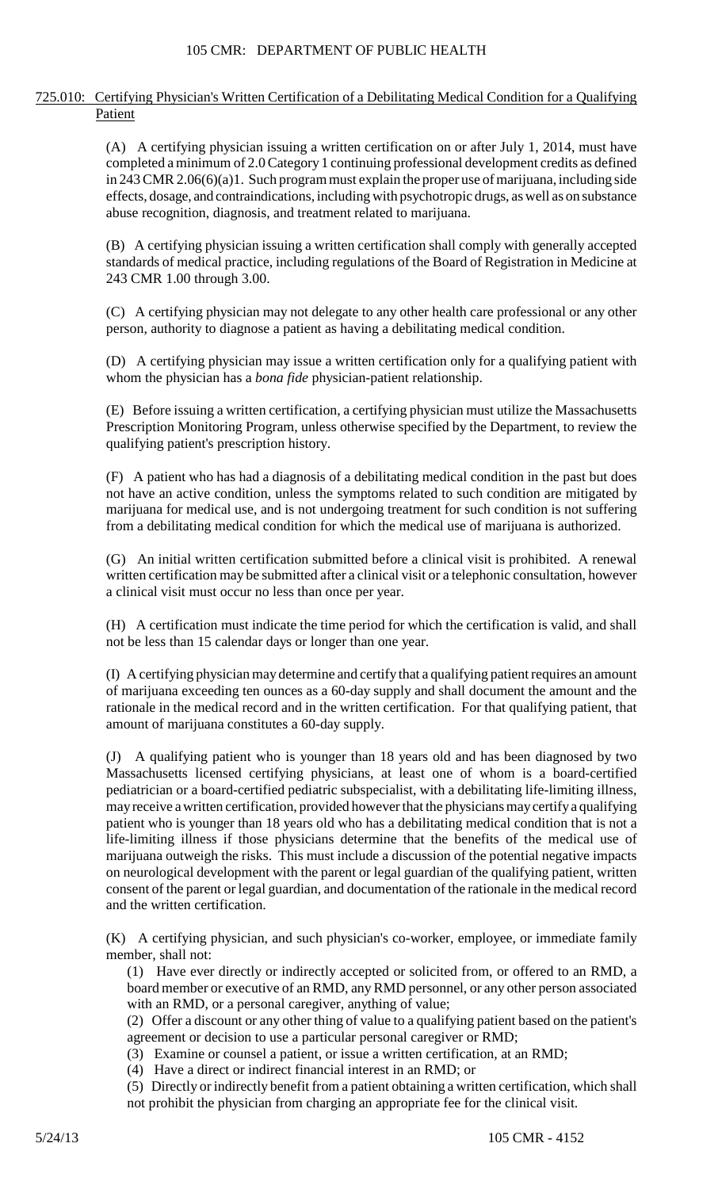## 725.010: Certifying Physician's Written Certification of a Debilitating Medical Condition for a Qualifying Patient

(A) A certifying physician issuing a written certification on or after July 1, 2014, must have completed a minimum of 2.0 Category 1 continuing professional development credits as defined in 243 CMR 2.06(6)(a)1. Such program must explain the proper use of marijuana, including side effects, dosage, and contraindications, including with psychotropic drugs, as well as on substance abuse recognition, diagnosis, and treatment related to marijuana.

(B) A certifying physician issuing a written certification shall comply with generally accepted standards of medical practice, including regulations of the Board of Registration in Medicine at 243 CMR 1.00 through 3.00.

(C) A certifying physician may not delegate to any other health care professional or any other person, authority to diagnose a patient as having a debilitating medical condition.

(D) A certifying physician may issue a written certification only for a qualifying patient with whom the physician has a *bona fide* physician-patient relationship.

(E) Before issuing a written certification, a certifying physician must utilize the Massachusetts Prescription Monitoring Program, unless otherwise specified by the Department, to review the qualifying patient's prescription history.

(F) A patient who has had a diagnosis of a debilitating medical condition in the past but does not have an active condition, unless the symptoms related to such condition are mitigated by marijuana for medical use, and is not undergoing treatment for such condition is not suffering from a debilitating medical condition for which the medical use of marijuana is authorized.

(G) An initial written certification submitted before a clinical visit is prohibited. A renewal written certification may be submitted after a clinical visit or a telephonic consultation, however a clinical visit must occur no less than once per year.

(H) A certification must indicate the time period for which the certification is valid, and shall not be less than 15 calendar days or longer than one year.

(I) A certifying physician may determine and certify that a qualifying patient requires an amount of marijuana exceeding ten ounces as a 60-day supply and shall document the amount and the rationale in the medical record and in the written certification. For that qualifying patient, that amount of marijuana constitutes a 60-day supply.

(J) A qualifying patient who is younger than 18 years old and has been diagnosed by two Massachusetts licensed certifying physicians, at least one of whom is a board-certified pediatrician or a board-certified pediatric subspecialist, with a debilitating life-limiting illness, may receive a written certification, provided however that the physicians may certify a qualifying patient who is younger than 18 years old who has a debilitating medical condition that is not a life-limiting illness if those physicians determine that the benefits of the medical use of marijuana outweigh the risks. This must include a discussion of the potential negative impacts on neurological development with the parent or legal guardian of the qualifying patient, written consent of the parent or legal guardian, and documentation of the rationale in the medical record and the written certification.

(K) A certifying physician, and such physician's co-worker, employee, or immediate family member, shall not:

(1) Have ever directly or indirectly accepted or solicited from, or offered to an RMD, a board member or executive of an RMD, any RMD personnel, or any other person associated with an RMD, or a personal caregiver, anything of value;

(2) Offer a discount or any other thing of value to a qualifying patient based on the patient's agreement or decision to use a particular personal caregiver or RMD;

(3) Examine or counsel a patient, or issue a written certification, at an RMD;

(4) Have a direct or indirect financial interest in an RMD; or

(5) Directly or indirectly benefit from a patient obtaining a written certification, which shall not prohibit the physician from charging an appropriate fee for the clinical visit.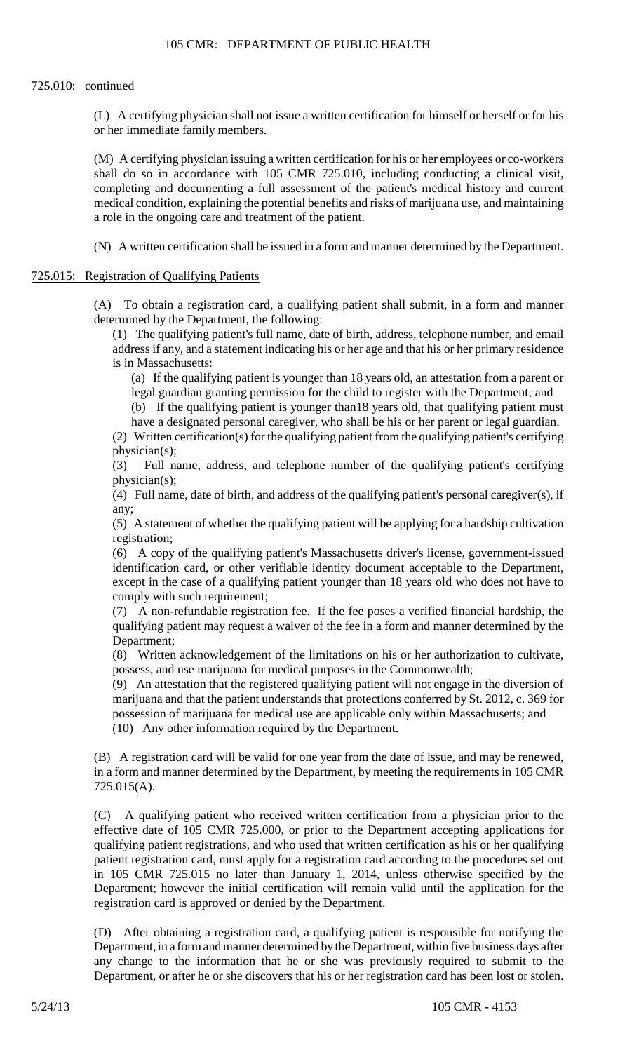725.010: continued

(L) A certifying physician shall not issue a written certification for himself or herself or for his or her immediate family members.

(M) A certifying physician issuing a written certification for his or her employees or co-workers shall do so in accordance with 105 CMR 725.010, including conducting a clinical visit, completing and documenting a full assessment of the patient's medical history and current medical condition, explaining the potential benefits and risks of marijuana use, and maintaining a role in the ongoing care and treatment of the patient.

(N) A written certification shall be issued in a form and manner determined by the Department.

## 725.015: Registration of Qualifying Patients

(A) To obtain a registration card, a qualifying patient shall submit, in a form and manner determined by the Department, the following:

(1) The qualifying patient's full name, date of birth, address, telephone number, and email address if any, and a statement indicating his or her age and that his or her primary residence is in Massachusetts:

(a) If the qualifying patient is younger than 18 years old, an attestation from a parent or legal guardian granting permission for the child to register with the Department; and

(b) If the qualifying patient is younger than18 years old, that qualifying patient must have a designated personal caregiver, who shall be his or her parent or legal guardian.

(2) Written certification(s) for the qualifying patient from the qualifying patient's certifying physician(s);

(3) Full name, address, and telephone number of the qualifying patient's certifying physician(s);

(4) Full name, date of birth, and address of the qualifying patient's personal caregiver(s), if any;

(5) A statement of whether the qualifying patient will be applying for a hardship cultivation registration;

(6) A copy of the qualifying patient's Massachusetts driver's license, government-issued identification card, or other verifiable identity document acceptable to the Department, except in the case of a qualifying patient younger than 18 years old who does not have to comply with such requirement;

(7) A non-refundable registration fee. If the fee poses a verified financial hardship, the qualifying patient may request a waiver of the fee in a form and manner determined by the Department;

(8) Written acknowledgement of the limitations on his or her authorization to cultivate, possess, and use marijuana for medical purposes in the Commonwealth;

(9) An attestation that the registered qualifying patient will not engage in the diversion of marijuana and that the patient understands that protections conferred by St. 2012, c. 369 for possession of marijuana for medical use are applicable only within Massachusetts; and

(10) Any other information required by the Department.

(B) A registration card will be valid for one year from the date of issue, and may be renewed, in a form and manner determined by the Department, by meeting the requirements in 105 CMR 725.015(A).

(C) A qualifying patient who received written certification from a physician prior to the effective date of 105 CMR 725.000, or prior to the Department accepting applications for qualifying patient registrations, and who used that written certification as his or her qualifying patient registration card, must apply for a registration card according to the procedures set out in 105 CMR 725.015 no later than January 1, 2014, unless otherwise specified by the Department; however the initial certification will remain valid until the application for the registration card is approved or denied by the Department.

(D) After obtaining a registration card, a qualifying patient is responsible for notifying the Department, in a form and manner determined by the Department, within five business days after any change to the information that he or she was previously required to submit to the Department, or after he or she discovers that his or her registration card has been lost or stolen.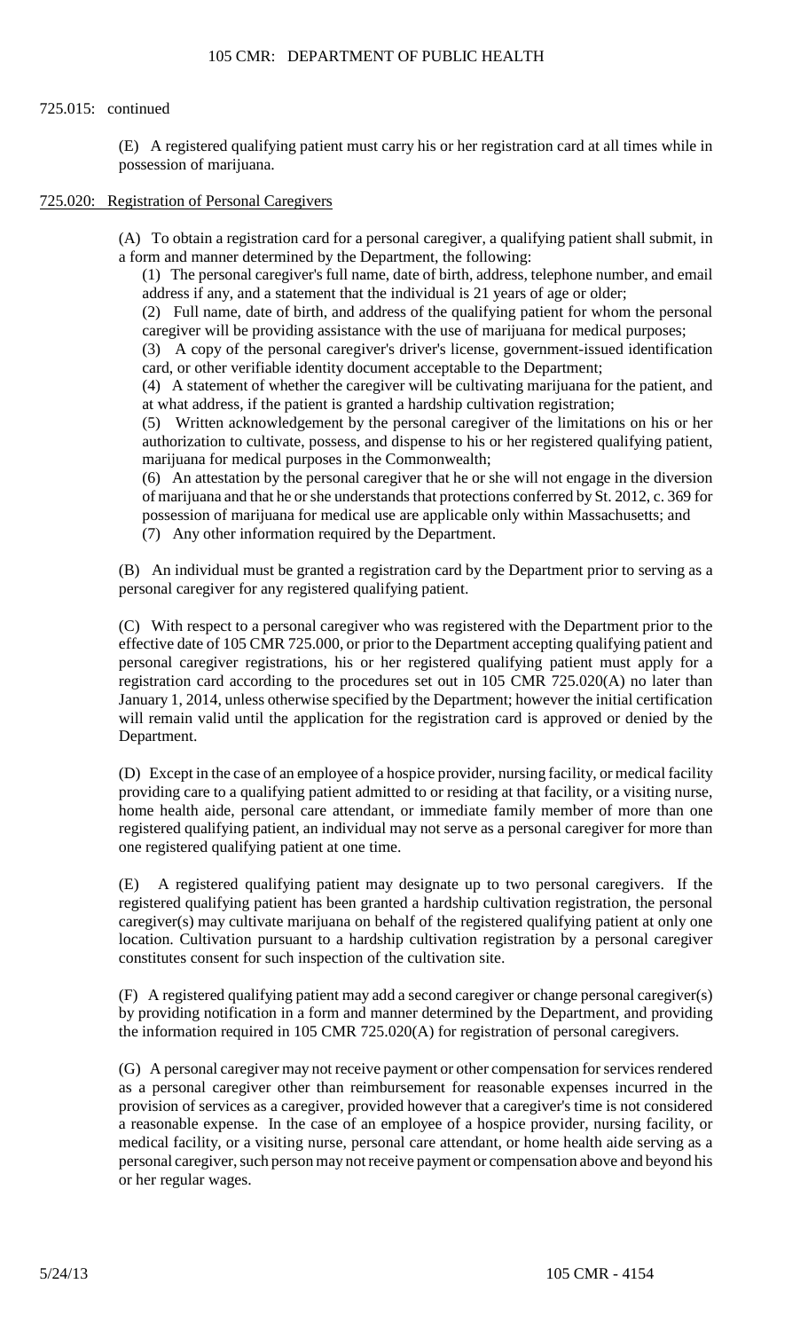725.015: continued

(E) A registered qualifying patient must carry his or her registration card at all times while in possession of marijuana.

725.020: Registration of Personal Caregivers

(A) To obtain a registration card for a personal caregiver, a qualifying patient shall submit, in a form and manner determined by the Department, the following:

(1) The personal caregiver's full name, date of birth, address, telephone number, and email address if any, and a statement that the individual is 21 years of age or older;

(2) Full name, date of birth, and address of the qualifying patient for whom the personal caregiver will be providing assistance with the use of marijuana for medical purposes;

(3) A copy of the personal caregiver's driver's license, government-issued identification card, or other verifiable identity document acceptable to the Department;

(4) A statement of whether the caregiver will be cultivating marijuana for the patient, and at what address, if the patient is granted a hardship cultivation registration;

(5) Written acknowledgement by the personal caregiver of the limitations on his or her authorization to cultivate, possess, and dispense to his or her registered qualifying patient, marijuana for medical purposes in the Commonwealth;

(6) An attestation by the personal caregiver that he or she will not engage in the diversion of marijuana and that he or she understands that protections conferred by St. 2012, c. 369 for possession of marijuana for medical use are applicable only within Massachusetts; and

(7) Any other information required by the Department.

(B) An individual must be granted a registration card by the Department prior to serving as a personal caregiver for any registered qualifying patient.

(C) With respect to a personal caregiver who was registered with the Department prior to the effective date of 105 CMR 725.000, or prior to the Department accepting qualifying patient and personal caregiver registrations, his or her registered qualifying patient must apply for a registration card according to the procedures set out in 105 CMR 725.020(A) no later than January 1, 2014, unless otherwise specified by the Department; however the initial certification will remain valid until the application for the registration card is approved or denied by the Department.

(D) Except in the case of an employee of a hospice provider, nursing facility, or medical facility providing care to a qualifying patient admitted to or residing at that facility, or a visiting nurse, home health aide, personal care attendant, or immediate family member of more than one registered qualifying patient, an individual may not serve as a personal caregiver for more than one registered qualifying patient at one time.

(E) A registered qualifying patient may designate up to two personal caregivers. If the registered qualifying patient has been granted a hardship cultivation registration, the personal caregiver(s) may cultivate marijuana on behalf of the registered qualifying patient at only one location. Cultivation pursuant to a hardship cultivation registration by a personal caregiver constitutes consent for such inspection of the cultivation site.

(F) A registered qualifying patient may add a second caregiver or change personal caregiver(s) by providing notification in a form and manner determined by the Department, and providing the information required in 105 CMR 725.020(A) for registration of personal caregivers.

(G) A personal caregiver may not receive payment or other compensation for services rendered as a personal caregiver other than reimbursement for reasonable expenses incurred in the provision of services as a caregiver, provided however that a caregiver's time is not considered a reasonable expense. In the case of an employee of a hospice provider, nursing facility, or medical facility, or a visiting nurse, personal care attendant, or home health aide serving as a personal caregiver, such person may not receive payment or compensation above and beyond his or her regular wages.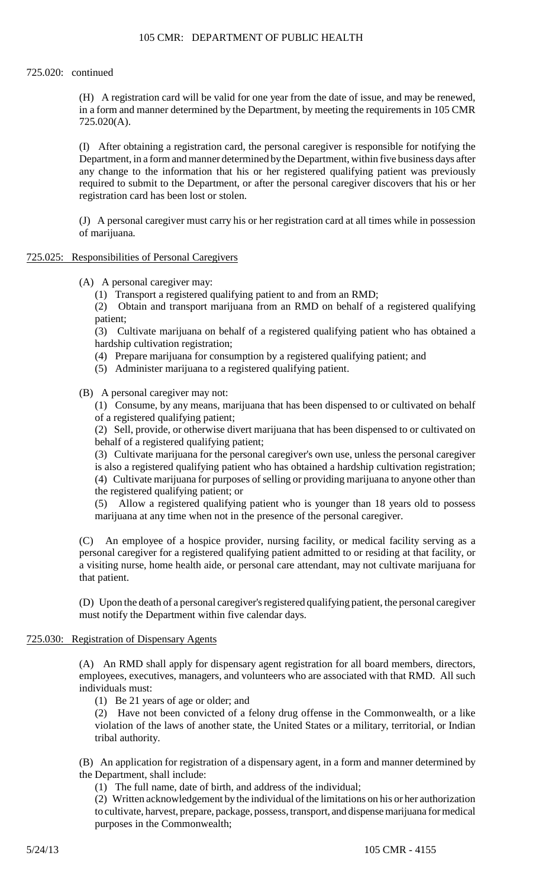725.020: continued

(H) A registration card will be valid for one year from the date of issue, and may be renewed, in a form and manner determined by the Department, by meeting the requirements in 105 CMR 725.020(A).

(I) After obtaining a registration card, the personal caregiver is responsible for notifying the Department, in a form and manner determined by the Department, within five business days after any change to the information that his or her registered qualifying patient was previously required to submit to the Department, or after the personal caregiver discovers that his or her registration card has been lost or stolen.

(J) A personal caregiver must carry his or her registration card at all times while in possession of marijuana.

## 725.025: Responsibilities of Personal Caregivers

(A) A personal caregiver may:

(1) Transport a registered qualifying patient to and from an RMD;

(2) Obtain and transport marijuana from an RMD on behalf of a registered qualifying patient;

(3) Cultivate marijuana on behalf of a registered qualifying patient who has obtained a hardship cultivation registration;

(4) Prepare marijuana for consumption by a registered qualifying patient; and

(5) Administer marijuana to a registered qualifying patient.

(B) A personal caregiver may not:

(1) Consume, by any means, marijuana that has been dispensed to or cultivated on behalf of a registered qualifying patient;

(2) Sell, provide, or otherwise divert marijuana that has been dispensed to or cultivated on behalf of a registered qualifying patient;

(3) Cultivate marijuana for the personal caregiver's own use, unless the personal caregiver is also a registered qualifying patient who has obtained a hardship cultivation registration;

(4) Cultivate marijuana for purposes of selling or providing marijuana to anyone other than the registered qualifying patient; or

(5) Allow a registered qualifying patient who is younger than 18 years old to possess marijuana at any time when not in the presence of the personal caregiver.

(C) An employee of a hospice provider, nursing facility, or medical facility serving as a personal caregiver for a registered qualifying patient admitted to or residing at that facility, or a visiting nurse, home health aide, or personal care attendant, may not cultivate marijuana for that patient.

(D) Upon the death of a personal caregiver's registered qualifying patient, the personal caregiver must notify the Department within five calendar days.

## 725.030: Registration of Dispensary Agents

(A) An RMD shall apply for dispensary agent registration for all board members, directors, employees, executives, managers, and volunteers who are associated with that RMD. All such individuals must:

(1) Be 21 years of age or older; and

(2) Have not been convicted of a felony drug offense in the Commonwealth, or a like violation of the laws of another state, the United States or a military, territorial, or Indian tribal authority.

(B) An application for registration of a dispensary agent, in a form and manner determined by the Department, shall include:

(1) The full name, date of birth, and address of the individual;

(2) Written acknowledgement by the individual of the limitations on his or her authorization to cultivate, harvest, prepare, package, possess, transport, and dispense marijuana for medical purposes in the Commonwealth;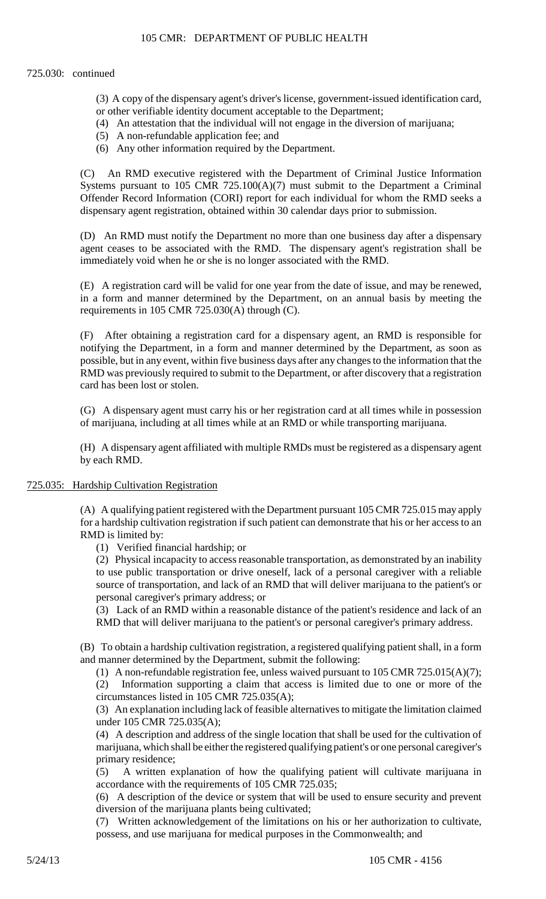725.030: continued

(3) A copy of the dispensary agent's driver's license, government-issued identification card, or other verifiable identity document acceptable to the Department;

(4) An attestation that the individual will not engage in the diversion of marijuana;

(5) A non-refundable application fee; and

(6) Any other information required by the Department.

(C) An RMD executive registered with the Department of Criminal Justice Information Systems pursuant to 105 CMR 725.100(A)(7) must submit to the Department a Criminal Offender Record Information (CORI) report for each individual for whom the RMD seeks a dispensary agent registration, obtained within 30 calendar days prior to submission.

(D) An RMD must notify the Department no more than one business day after a dispensary agent ceases to be associated with the RMD. The dispensary agent's registration shall be immediately void when he or she is no longer associated with the RMD.

(E) A registration card will be valid for one year from the date of issue, and may be renewed, in a form and manner determined by the Department, on an annual basis by meeting the requirements in 105 CMR 725.030(A) through (C).

(F) After obtaining a registration card for a dispensary agent, an RMD is responsible for notifying the Department, in a form and manner determined by the Department, as soon as possible, but in any event, within five business days after any changes to the information that the RMD was previously required to submit to the Department, or after discovery that a registration card has been lost or stolen.

(G) A dispensary agent must carry his or her registration card at all times while in possession of marijuana, including at all times while at an RMD or while transporting marijuana.

(H) A dispensary agent affiliated with multiple RMDs must be registered as a dispensary agent by each RMD.

## 725.035: Hardship Cultivation Registration

(A) A qualifying patient registered with the Department pursuant 105 CMR 725.015 may apply for a hardship cultivation registration if such patient can demonstrate that his or her access to an RMD is limited by:

(1) Verified financial hardship; or

(2) Physical incapacity to access reasonable transportation, as demonstrated by an inability to use public transportation or drive oneself, lack of a personal caregiver with a reliable source of transportation, and lack of an RMD that will deliver marijuana to the patient's or personal caregiver's primary address; or

(3) Lack of an RMD within a reasonable distance of the patient's residence and lack of an RMD that will deliver marijuana to the patient's or personal caregiver's primary address.

(B) To obtain a hardship cultivation registration, a registered qualifying patient shall, in a form and manner determined by the Department, submit the following:

(1) A non-refundable registration fee, unless waived pursuant to 105 CMR 725.015(A)(7);

(2) Information supporting a claim that access is limited due to one or more of the circumstances listed in 105 CMR 725.035(A);

(3) An explanation including lack of feasible alternatives to mitigate the limitation claimed under 105 CMR 725.035(A);

(4) A description and address of the single location that shall be used for the cultivation of marijuana, which shall be either the registered qualifying patient's or one personal caregiver's primary residence;

(5) A written explanation of how the qualifying patient will cultivate marijuana in accordance with the requirements of 105 CMR 725.035;

(6) A description of the device or system that will be used to ensure security and prevent diversion of the marijuana plants being cultivated;

(7) Written acknowledgement of the limitations on his or her authorization to cultivate, possess, and use marijuana for medical purposes in the Commonwealth; and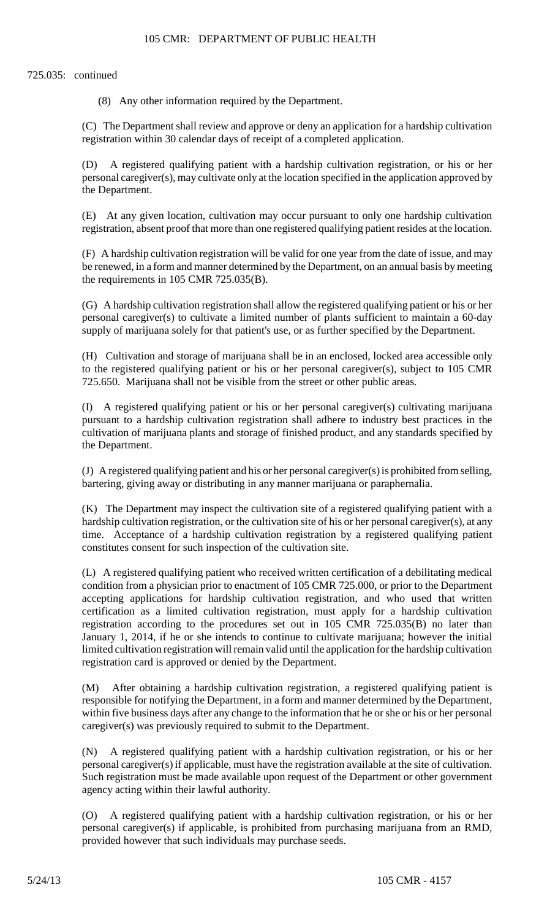725.035: continued

(8) Any other information required by the Department.

(C) The Department shall review and approve or deny an application for a hardship cultivation registration within 30 calendar days of receipt of a completed application.

(D) A registered qualifying patient with a hardship cultivation registration, or his or her personal caregiver(s), may cultivate only at the location specified in the application approved by the Department.

(E) At any given location, cultivation may occur pursuant to only one hardship cultivation registration, absent proof that more than one registered qualifying patient resides at the location.

(F) A hardship cultivation registration will be valid for one year from the date of issue, and may be renewed, in a form and manner determined by the Department, on an annual basis by meeting the requirements in 105 CMR 725.035(B).

(G) A hardship cultivation registration shall allow the registered qualifying patient or his or her personal caregiver(s) to cultivate a limited number of plants sufficient to maintain a 60-day supply of marijuana solely for that patient's use, or as further specified by the Department.

(H) Cultivation and storage of marijuana shall be in an enclosed, locked area accessible only to the registered qualifying patient or his or her personal caregiver(s), subject to 105 CMR 725.650. Marijuana shall not be visible from the street or other public areas.

(I) A registered qualifying patient or his or her personal caregiver(s) cultivating marijuana pursuant to a hardship cultivation registration shall adhere to industry best practices in the cultivation of marijuana plants and storage of finished product, and any standards specified by the Department.

(J) A registered qualifying patient and his or her personal caregiver(s) is prohibited from selling, bartering, giving away or distributing in any manner marijuana or paraphernalia.

(K) The Department may inspect the cultivation site of a registered qualifying patient with a hardship cultivation registration, or the cultivation site of his or her personal caregiver(s), at any time. Acceptance of a hardship cultivation registration by a registered qualifying patient constitutes consent for such inspection of the cultivation site.

(L) A registered qualifying patient who received written certification of a debilitating medical condition from a physician prior to enactment of 105 CMR 725.000, or prior to the Department accepting applications for hardship cultivation registration, and who used that written certification as a limited cultivation registration, must apply for a hardship cultivation registration according to the procedures set out in 105 CMR 725.035(B) no later than January 1, 2014, if he or she intends to continue to cultivate marijuana; however the initial limited cultivation registration will remain valid until the application for the hardship cultivation registration card is approved or denied by the Department.

(M) After obtaining a hardship cultivation registration, a registered qualifying patient is responsible for notifying the Department, in a form and manner determined by the Department, within five business days after any change to the information that he or she or his or her personal caregiver(s) was previously required to submit to the Department.

(N) A registered qualifying patient with a hardship cultivation registration, or his or her personal caregiver(s) if applicable, must have the registration available at the site of cultivation. Such registration must be made available upon request of the Department or other government agency acting within their lawful authority.

(O) A registered qualifying patient with a hardship cultivation registration, or his or her personal caregiver(s) if applicable, is prohibited from purchasing marijuana from an RMD, provided however that such individuals may purchase seeds.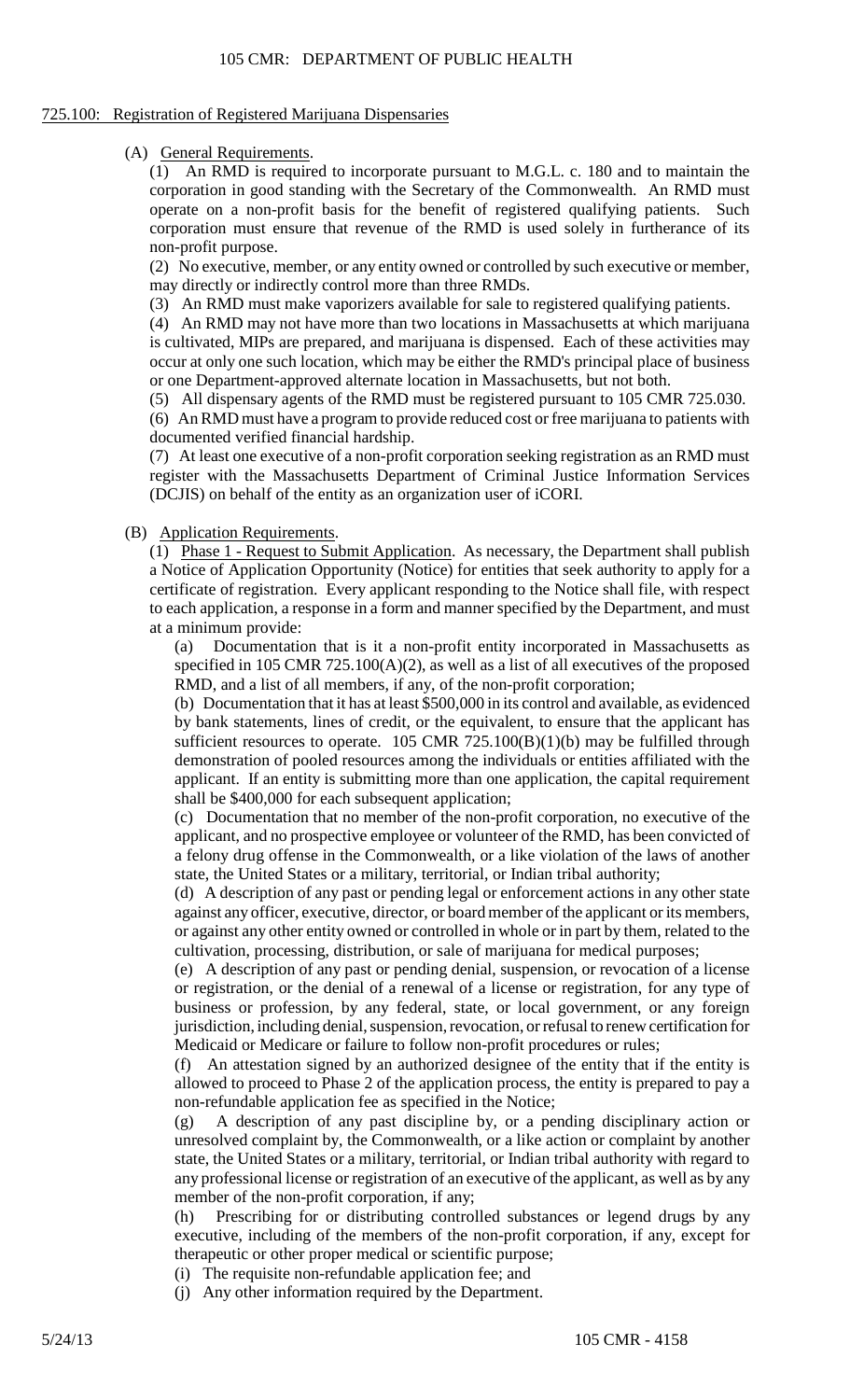## 725.100: Registration of Registered Marijuana Dispensaries

(A) General Requirements.

(1) An RMD is required to incorporate pursuant to M.G.L. c. 180 and to maintain the corporation in good standing with the Secretary of the Commonwealth. An RMD must operate on a non-profit basis for the benefit of registered qualifying patients. Such corporation must ensure that revenue of the RMD is used solely in furtherance of its non-profit purpose.

(2) No executive, member, or any entity owned or controlled by such executive or member, may directly or indirectly control more than three RMDs.

(3) An RMD must make vaporizers available for sale to registered qualifying patients.

(4) An RMD may not have more than two locations in Massachusetts at which marijuana is cultivated, MIPs are prepared, and marijuana is dispensed. Each of these activities may occur at only one such location, which may be either the RMD's principal place of business or one Department-approved alternate location in Massachusetts, but not both.

(5) All dispensary agents of the RMD must be registered pursuant to 105 CMR 725.030.

(6) An RMD must have a program to provide reduced cost or free marijuana to patients with documented verified financial hardship.

(7) At least one executive of a non-profit corporation seeking registration as an RMD must register with the Massachusetts Department of Criminal Justice Information Services (DCJIS) on behalf of the entity as an organization user of iCORI.

(B) Application Requirements.

(1) Phase 1 - Request to Submit Application. As necessary, the Department shall publish a Notice of Application Opportunity (Notice) for entities that seek authority to apply for a certificate of registration. Every applicant responding to the Notice shall file, with respect to each application, a response in a form and manner specified by the Department, and must at a minimum provide:

(a) Documentation that is it a non-profit entity incorporated in Massachusetts as specified in 105 CMR 725.100(A)(2), as well as a list of all executives of the proposed RMD, and a list of all members, if any, of the non-profit corporation;

(b) Documentation that it has at least $500,000 in its control and available, as evidenced by bank statements, lines of credit, or the equivalent, to ensure that the applicant has sufficient resources to operate. 105 CMR 725.100(B)(1)(b) may be fulfilled through demonstration of pooled resources among the individuals or entities affiliated with the applicant. If an entity is submitting more than one application, the capital requirement shall be $400,000 for each subsequent application;

(c) Documentation that no member of the non-profit corporation, no executive of the applicant, and no prospective employee or volunteer of the RMD, has been convicted of a felony drug offense in the Commonwealth, or a like violation of the laws of another state, the United States or a military, territorial, or Indian tribal authority;

(d) A description of any past or pending legal or enforcement actions in any other state against any officer, executive, director, or board member of the applicant or its members, or against any other entity owned or controlled in whole or in part by them, related to the cultivation, processing, distribution, or sale of marijuana for medical purposes;

(e) A description of any past or pending denial, suspension, or revocation of a license or registration, or the denial of a renewal of a license or registration, for any type of business or profession, by any federal, state, or local government, or any foreign jurisdiction, including denial, suspension, revocation, or refusal to renew certification for Medicaid or Medicare or failure to follow non-profit procedures or rules;

(f) An attestation signed by an authorized designee of the entity that if the entity is allowed to proceed to Phase 2 of the application process, the entity is prepared to pay a non-refundable application fee as specified in the Notice;

(g) A description of any past discipline by, or a pending disciplinary action or unresolved complaint by, the Commonwealth, or a like action or complaint by another state, the United States or a military, territorial, or Indian tribal authority with regard to any professional license or registration of an executive of the applicant, as well as by any member of the non-profit corporation, if any;

(h) Prescribing for or distributing controlled substances or legend drugs by any executive, including of the members of the non-profit corporation, if any, except for therapeutic or other proper medical or scientific purpose;

(i) The requisite non-refundable application fee; and

(j) Any other information required by the Department.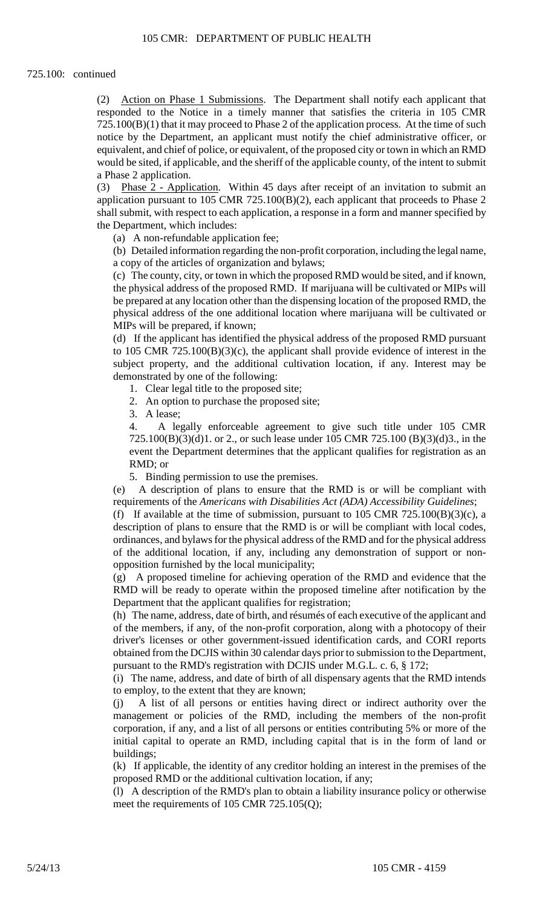725.100: continued

(2) Action on Phase 1 Submissions. The Department shall notify each applicant that responded to the Notice in a timely manner that satisfies the criteria in 105 CMR 725.100(B)(1) that it may proceed to Phase 2 of the application process. At the time of such notice by the Department, an applicant must notify the chief administrative officer, or equivalent, and chief of police, or equivalent, of the proposed city or town in which an RMD would be sited, if applicable, and the sheriff of the applicable county, of the intent to submit a Phase 2 application.

(3) Phase 2 - Application. Within 45 days after receipt of an invitation to submit an application pursuant to 105 CMR 725.100(B)(2), each applicant that proceeds to Phase 2 shall submit, with respect to each application, a response in a form and manner specified by the Department, which includes:

(a) A non-refundable application fee;

(b) Detailed information regarding the non-profit corporation, including the legal name, a copy of the articles of organization and bylaws;

(c) The county, city, or town in which the proposed RMD would be sited, and if known, the physical address of the proposed RMD. If marijuana will be cultivated or MIPs will be prepared at any location other than the dispensing location of the proposed RMD, the physical address of the one additional location where marijuana will be cultivated or MIPs will be prepared, if known;

(d) If the applicant has identified the physical address of the proposed RMD pursuant to 105 CMR 725.100(B)(3)(c), the applicant shall provide evidence of interest in the subject property, and the additional cultivation location, if any. Interest may be demonstrated by one of the following:

1. Clear legal title to the proposed site;
2. An option to purchase the proposed site;
3. A lease;
4. A legally enforceable agreement to give such title under 105 CMR 725.100(B)(3)(d)1. or 2., or such lease under 105 CMR 725.100 (B)(3)(d)3., in the event the Department determines that the applicant qualifies for registration as an RMD; or
5. Binding permission to use the premises.

(e) A description of plans to ensure that the RMD is or will be compliant with requirements of the *Americans with Disabilities Act (ADA) Accessibility Guidelines*;

(f) If available at the time of submission, pursuant to 105 CMR 725.100(B)(3)(c), a description of plans to ensure that the RMD is or will be compliant with local codes, ordinances, and bylaws for the physical address of the RMD and for the physical address of the additional location, if any, including any demonstration of support or non-opposition furnished by the local municipality;

(g) A proposed timeline for achieving operation of the RMD and evidence that the RMD will be ready to operate within the proposed timeline after notification by the Department that the applicant qualifies for registration;

(h) The name, address, date of birth, and résumés of each executive of the applicant and of the members, if any, of the non-profit corporation, along with a photocopy of their driver's licenses or other government-issued identification cards, and CORI reports obtained from the DCJIS within 30 calendar days prior to submission to the Department, pursuant to the RMD's registration with DCJIS under M.G.L. c. 6, § 172;

(i) The name, address, and date of birth of all dispensary agents that the RMD intends to employ, to the extent that they are known;

(j) A list of all persons or entities having direct or indirect authority over the management or policies of the RMD, including the members of the non-profit corporation, if any, and a list of all persons or entities contributing 5% or more of the initial capital to operate an RMD, including capital that is in the form of land or buildings;

(k) If applicable, the identity of any creditor holding an interest in the premises of the proposed RMD or the additional cultivation location, if any;

(l) A description of the RMD's plan to obtain a liability insurance policy or otherwise meet the requirements of 105 CMR 725.105(Q);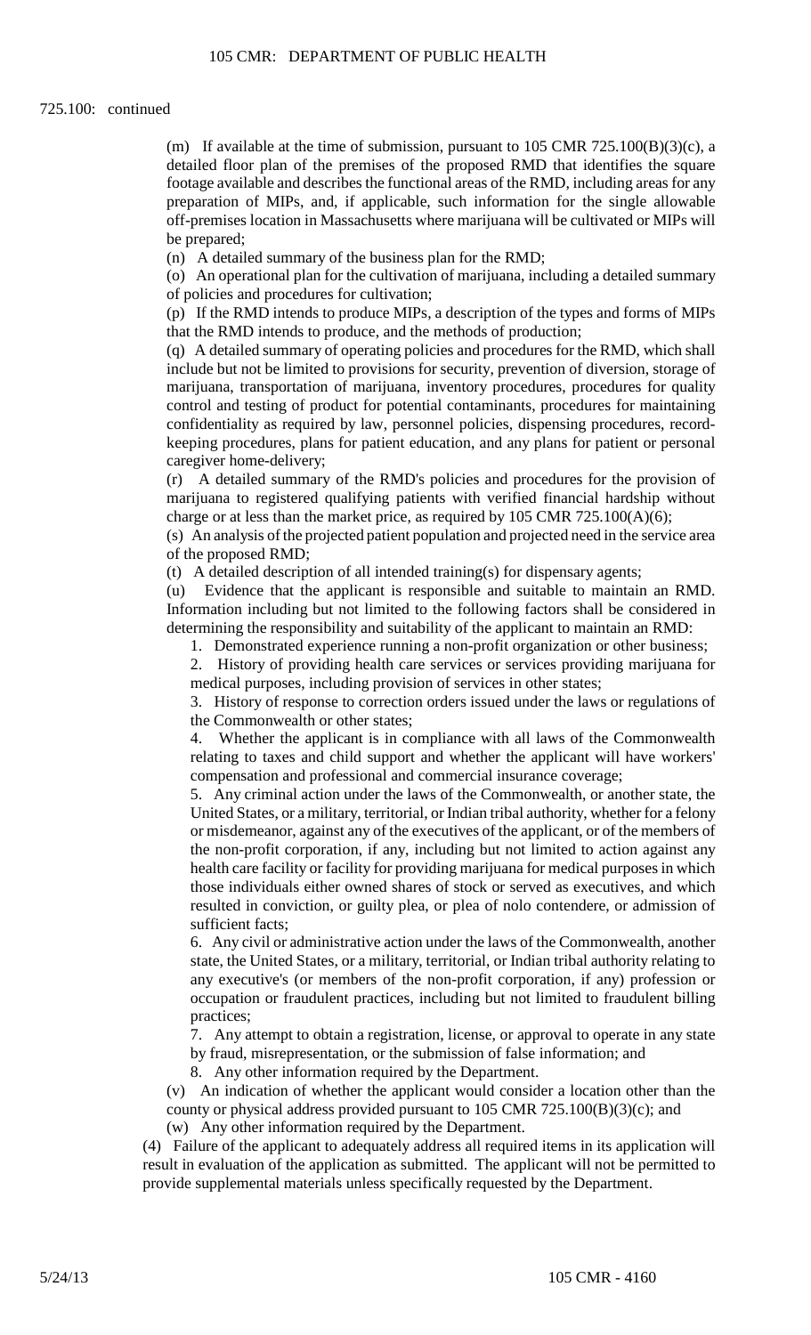725.100: continued

(m) If available at the time of submission, pursuant to 105 CMR 725.100(B)(3)(c), a detailed floor plan of the premises of the proposed RMD that identifies the square footage available and describes the functional areas of the RMD, including areas for any preparation of MIPs, and, if applicable, such information for the single allowable off-premises location in Massachusetts where marijuana will be cultivated or MIPs will be prepared;

(n) A detailed summary of the business plan for the RMD;

(o) An operational plan for the cultivation of marijuana, including a detailed summary of policies and procedures for cultivation;

(p) If the RMD intends to produce MIPs, a description of the types and forms of MIPs that the RMD intends to produce, and the methods of production;

(q) A detailed summary of operating policies and procedures for the RMD, which shall include but not be limited to provisions for security, prevention of diversion, storage of marijuana, transportation of marijuana, inventory procedures, procedures for quality control and testing of product for potential contaminants, procedures for maintaining confidentiality as required by law, personnel policies, dispensing procedures, record-keeping procedures, plans for patient education, and any plans for patient or personal caregiver home-delivery;

(r) A detailed summary of the RMD's policies and procedures for the provision of marijuana to registered qualifying patients with verified financial hardship without charge or at less than the market price, as required by 105 CMR 725.100(A)(6);

(s) An analysis of the projected patient population and projected need in the service area of the proposed RMD;

(t) A detailed description of all intended training(s) for dispensary agents;

(u) Evidence that the applicant is responsible and suitable to maintain an RMD. Information including but not limited to the following factors shall be considered in determining the responsibility and suitability of the applicant to maintain an RMD:

1. Demonstrated experience running a non-profit organization or other business;
2. History of providing health care services or services providing marijuana for medical purposes, including provision of services in other states;
3. History of response to correction orders issued under the laws or regulations of the Commonwealth or other states;
4. Whether the applicant is in compliance with all laws of the Commonwealth relating to taxes and child support and whether the applicant will have workers' compensation and professional and commercial insurance coverage;
5. Any criminal action under the laws of the Commonwealth, or another state, the United States, or a military, territorial, or Indian tribal authority, whether for a felony or misdemeanor, against any of the executives of the applicant, or of the members of the non-profit corporation, if any, including but not limited to action against any health care facility or facility for providing marijuana for medical purposes in which those individuals either owned shares of stock or served as executives, and which resulted in conviction, or guilty plea, or plea of nolo contendere, or admission of sufficient facts;
6. Any civil or administrative action under the laws of the Commonwealth, another state, the United States, or a military, territorial, or Indian tribal authority relating to any executive's (or members of the non-profit corporation, if any) profession or occupation or fraudulent practices, including but not limited to fraudulent billing practices;
7. Any attempt to obtain a registration, license, or approval to operate in any state by fraud, misrepresentation, or the submission of false information; and
8. Any other information required by the Department.

(v) An indication of whether the applicant would consider a location other than the county or physical address provided pursuant to 105 CMR 725.100(B)(3)(c); and

(w) Any other information required by the Department.

(4) Failure of the applicant to adequately address all required items in its application will result in evaluation of the application as submitted. The applicant will not be permitted to provide supplemental materials unless specifically requested by the Department.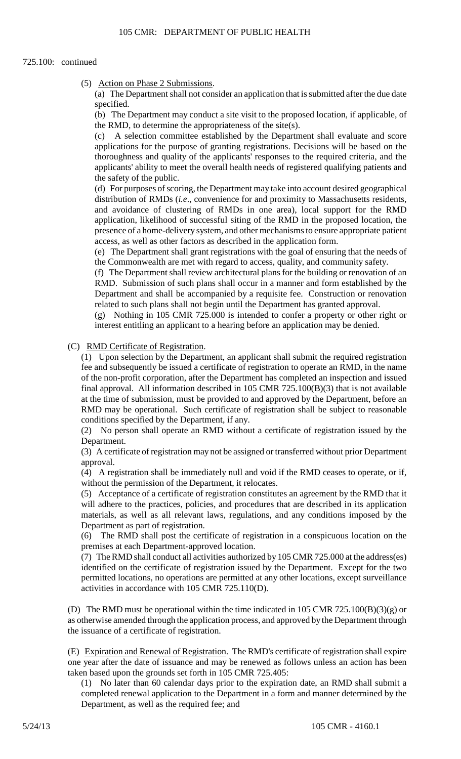725.100: continued

(5) Action on Phase 2 Submissions.

(a) The Department shall not consider an application that is submitted after the due date specified.

(b) The Department may conduct a site visit to the proposed location, if applicable, of the RMD, to determine the appropriateness of the site(s).

(c) A selection committee established by the Department shall evaluate and score applications for the purpose of granting registrations. Decisions will be based on the thoroughness and quality of the applicants' responses to the required criteria, and the applicants' ability to meet the overall health needs of registered qualifying patients and the safety of the public.

(d) For purposes of scoring, the Department may take into account desired geographical distribution of RMDs (*i.e*., convenience for and proximity to Massachusetts residents, and avoidance of clustering of RMDs in one area), local support for the RMD application, likelihood of successful siting of the RMD in the proposed location, the presence of a home-delivery system, and other mechanisms to ensure appropriate patient access, as well as other factors as described in the application form.

(e) The Department shall grant registrations with the goal of ensuring that the needs of the Commonwealth are met with regard to access, quality, and community safety.

(f) The Department shall review architectural plans for the building or renovation of an RMD. Submission of such plans shall occur in a manner and form established by the Department and shall be accompanied by a requisite fee. Construction or renovation related to such plans shall not begin until the Department has granted approval.

(g) Nothing in 105 CMR 725.000 is intended to confer a property or other right or interest entitling an applicant to a hearing before an application may be denied.

(C) RMD Certificate of Registration.

(1) Upon selection by the Department, an applicant shall submit the required registration fee and subsequently be issued a certificate of registration to operate an RMD, in the name of the non-profit corporation, after the Department has completed an inspection and issued final approval. All information described in 105 CMR 725.100(B)(3) that is not available at the time of submission, must be provided to and approved by the Department, before an RMD may be operational. Such certificate of registration shall be subject to reasonable conditions specified by the Department, if any.

(2) No person shall operate an RMD without a certificate of registration issued by the Department.

(3) A certificate of registration may not be assigned or transferred without prior Department approval.

(4) A registration shall be immediately null and void if the RMD ceases to operate, or if, without the permission of the Department, it relocates.

(5) Acceptance of a certificate of registration constitutes an agreement by the RMD that it will adhere to the practices, policies, and procedures that are described in its application materials, as well as all relevant laws, regulations, and any conditions imposed by the Department as part of registration.

(6) The RMD shall post the certificate of registration in a conspicuous location on the premises at each Department-approved location.

(7) The RMD shall conduct all activities authorized by 105 CMR 725.000 at the address(es) identified on the certificate of registration issued by the Department. Except for the two permitted locations, no operations are permitted at any other locations, except surveillance activities in accordance with 105 CMR 725.110(D).

(D) The RMD must be operational within the time indicated in 105 CMR 725.100(B)(3)(g) or as otherwise amended through the application process, and approved by the Department through the issuance of a certificate of registration.

(E) Expiration and Renewal of Registration. The RMD's certificate of registration shall expire one year after the date of issuance and may be renewed as follows unless an action has been taken based upon the grounds set forth in 105 CMR 725.405:

(1) No later than 60 calendar days prior to the expiration date, an RMD shall submit a completed renewal application to the Department in a form and manner determined by the Department, as well as the required fee; and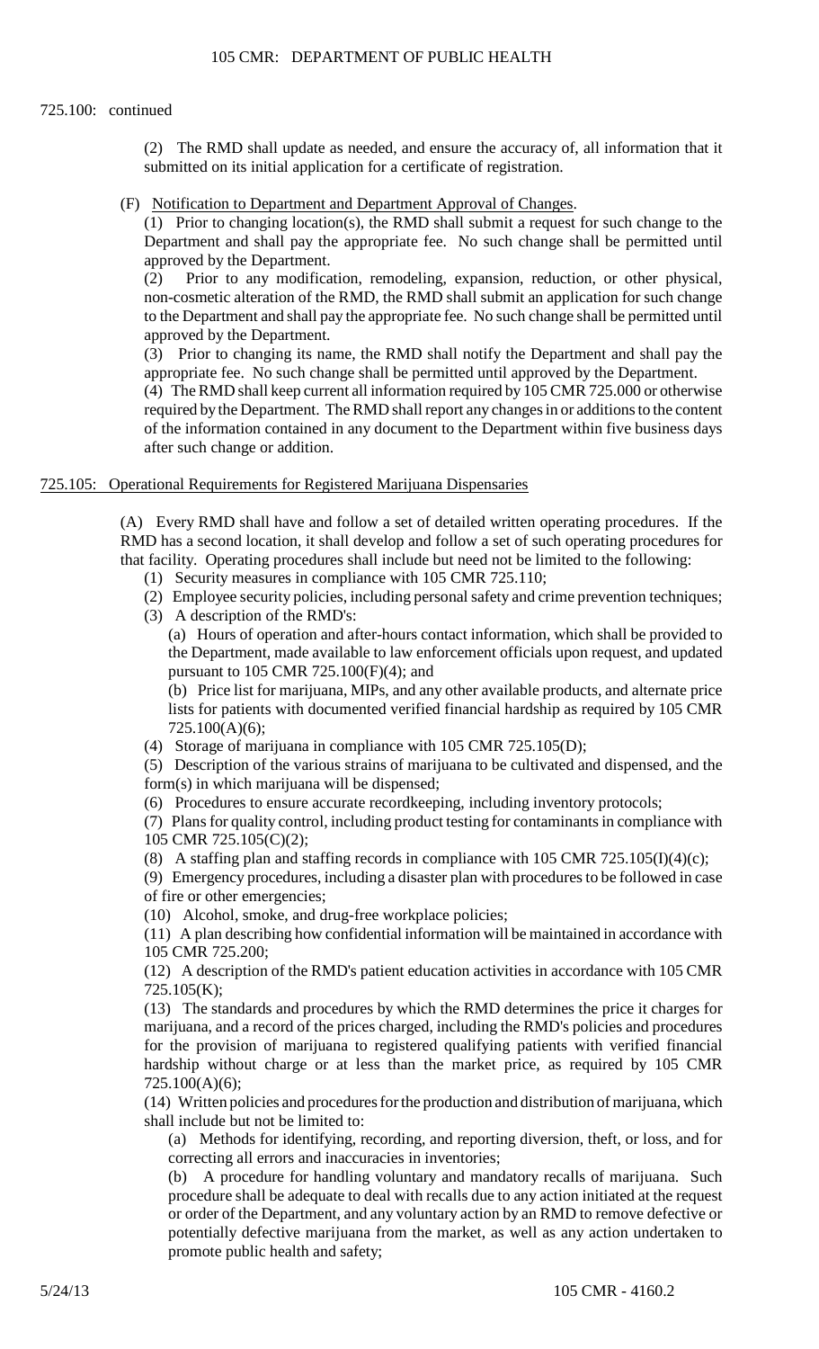725.100: continued

(2) The RMD shall update as needed, and ensure the accuracy of, all information that it submitted on its initial application for a certificate of registration.

(F) Notification to Department and Department Approval of Changes.

(1) Prior to changing location(s), the RMD shall submit a request for such change to the Department and shall pay the appropriate fee. No such change shall be permitted until approved by the Department.

(2) Prior to any modification, remodeling, expansion, reduction, or other physical, non-cosmetic alteration of the RMD, the RMD shall submit an application for such change to the Department and shall pay the appropriate fee. No such change shall be permitted until approved by the Department.

(3) Prior to changing its name, the RMD shall notify the Department and shall pay the appropriate fee. No such change shall be permitted until approved by the Department.

(4) The RMD shall keep current all information required by 105 CMR 725.000 or otherwise required by the Department. The RMD shall report any changes in or additions to the content of the information contained in any document to the Department within five business days after such change or addition.

## 725.105: Operational Requirements for Registered Marijuana Dispensaries

(A) Every RMD shall have and follow a set of detailed written operating procedures. If the RMD has a second location, it shall develop and follow a set of such operating procedures for that facility. Operating procedures shall include but need not be limited to the following:

(1) Security measures in compliance with 105 CMR 725.110;

(2) Employee security policies, including personal safety and crime prevention techniques;

(3) A description of the RMD's:

(a) Hours of operation and after-hours contact information, which shall be provided to the Department, made available to law enforcement officials upon request, and updated pursuant to 105 CMR 725.100(F)(4); and

(b) Price list for marijuana, MIPs, and any other available products, and alternate price lists for patients with documented verified financial hardship as required by 105 CMR 725.100(A)(6);

(4) Storage of marijuana in compliance with 105 CMR 725.105(D);

(5) Description of the various strains of marijuana to be cultivated and dispensed, and the form(s) in which marijuana will be dispensed;

(6) Procedures to ensure accurate recordkeeping, including inventory protocols;

(7) Plans for quality control, including product testing for contaminants in compliance with 105 CMR 725.105(C)(2);

(8) A staffing plan and staffing records in compliance with 105 CMR 725.105(I)(4)(c);

(9) Emergency procedures, including a disaster plan with procedures to be followed in case of fire or other emergencies;

(10) Alcohol, smoke, and drug-free workplace policies;

(11) A plan describing how confidential information will be maintained in accordance with 105 CMR 725.200;

(12) A description of the RMD's patient education activities in accordance with 105 CMR 725.105(K);

(13) The standards and procedures by which the RMD determines the price it charges for marijuana, and a record of the prices charged, including the RMD's policies and procedures for the provision of marijuana to registered qualifying patients with verified financial hardship without charge or at less than the market price, as required by 105 CMR 725.100(A)(6);

(14) Written policies and procedures for the production and distribution of marijuana, which shall include but not be limited to:

(a) Methods for identifying, recording, and reporting diversion, theft, or loss, and for correcting all errors and inaccuracies in inventories;

(b) A procedure for handling voluntary and mandatory recalls of marijuana. Such procedure shall be adequate to deal with recalls due to any action initiated at the request or order of the Department, and any voluntary action by an RMD to remove defective or potentially defective marijuana from the market, as well as any action undertaken to promote public health and safety;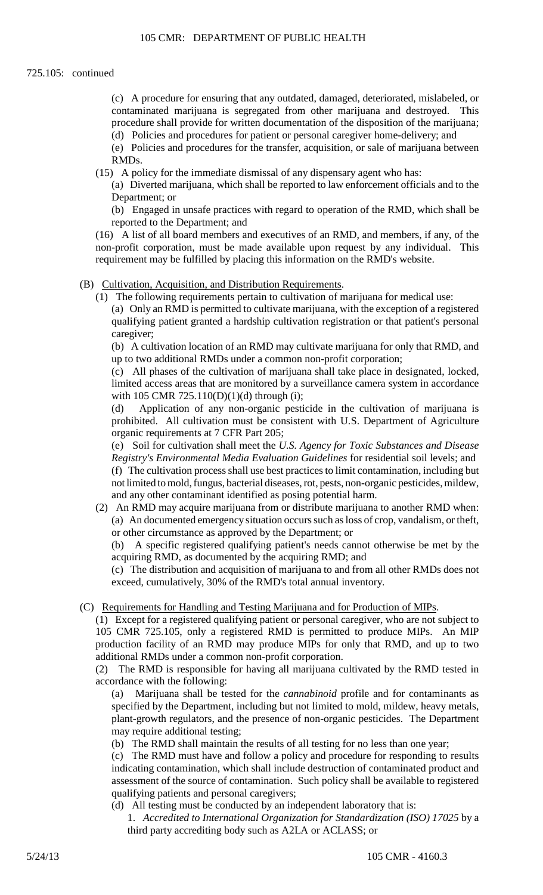725.105: continued

(c) A procedure for ensuring that any outdated, damaged, deteriorated, mislabeled, or contaminated marijuana is segregated from other marijuana and destroyed. This procedure shall provide for written documentation of the disposition of the marijuana;

(d) Policies and procedures for patient or personal caregiver home-delivery; and

(e) Policies and procedures for the transfer, acquisition, or sale of marijuana between RMDs.

(15) A policy for the immediate dismissal of any dispensary agent who has:

(a) Diverted marijuana, which shall be reported to law enforcement officials and to the Department; or

(b) Engaged in unsafe practices with regard to operation of the RMD, which shall be reported to the Department; and

(16) A list of all board members and executives of an RMD, and members, if any, of the non-profit corporation, must be made available upon request by any individual. This requirement may be fulfilled by placing this information on the RMD's website.

(B) Cultivation, Acquisition, and Distribution Requirements.

(1) The following requirements pertain to cultivation of marijuana for medical use:

(a) Only an RMD is permitted to cultivate marijuana, with the exception of a registered qualifying patient granted a hardship cultivation registration or that patient's personal caregiver;

(b) A cultivation location of an RMD may cultivate marijuana for only that RMD, and up to two additional RMDs under a common non-profit corporation;

(c) All phases of the cultivation of marijuana shall take place in designated, locked, limited access areas that are monitored by a surveillance camera system in accordance with 105 CMR 725.110(D)(1)(d) through (i);

(d) Application of any non-organic pesticide in the cultivation of marijuana is prohibited. All cultivation must be consistent with U.S. Department of Agriculture organic requirements at 7 CFR Part 205;

(e) Soil for cultivation shall meet the *U.S. Agency for Toxic Substances and Disease Registry's Environmental Media Evaluation Guidelines* for residential soil levels; and

(f) The cultivation process shall use best practices to limit contamination, including but not limited to mold, fungus, bacterial diseases, rot, pests, non-organic pesticides, mildew, and any other contaminant identified as posing potential harm.

(2) An RMD may acquire marijuana from or distribute marijuana to another RMD when:

(a) An documented emergency situation occurs such as loss of crop, vandalism, or theft, or other circumstance as approved by the Department; or

(b) A specific registered qualifying patient's needs cannot otherwise be met by the acquiring RMD, as documented by the acquiring RMD; and

(c) The distribution and acquisition of marijuana to and from all other RMDs does not exceed, cumulatively, 30% of the RMD's total annual inventory.

(C) Requirements for Handling and Testing Marijuana and for Production of MIPs.

(1) Except for a registered qualifying patient or personal caregiver, who are not subject to 105 CMR 725.105, only a registered RMD is permitted to produce MIPs. An MIP production facility of an RMD may produce MIPs for only that RMD, and up to two additional RMDs under a common non-profit corporation.

(2) The RMD is responsible for having all marijuana cultivated by the RMD tested in accordance with the following:

(a) Marijuana shall be tested for the *cannabinoid* profile and for contaminants as specified by the Department, including but not limited to mold, mildew, heavy metals, plant-growth regulators, and the presence of non-organic pesticides. The Department may require additional testing;

(b) The RMD shall maintain the results of all testing for no less than one year;

(c) The RMD must have and follow a policy and procedure for responding to results indicating contamination, which shall include destruction of contaminated product and assessment of the source of contamination. Such policy shall be available to registered qualifying patients and personal caregivers;

(d) All testing must be conducted by an independent laboratory that is:

1. *Accredited to International Organization for Standardization (ISO) 17025* by a third party accrediting body such as A2LA or ACLASS; or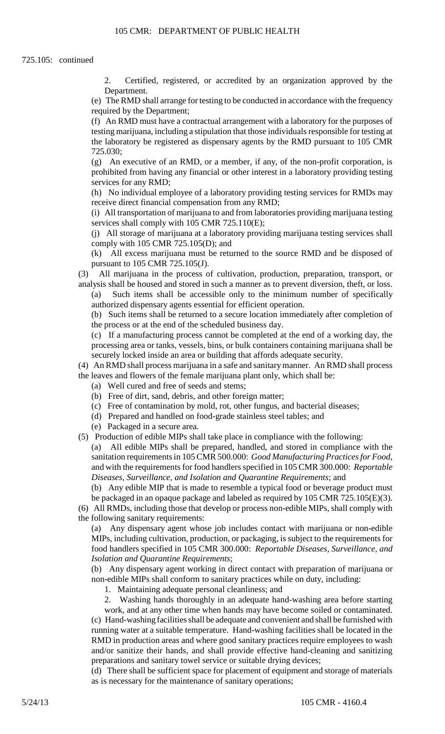725.105: continued

2. Certified, registered, or accredited by an organization approved by the Department.

(e) The RMD shall arrange for testing to be conducted in accordance with the frequency required by the Department;

(f) An RMD must have a contractual arrangement with a laboratory for the purposes of testing marijuana, including a stipulation that those individuals responsible for testing at the laboratory be registered as dispensary agents by the RMD pursuant to 105 CMR 725.030;

(g) An executive of an RMD, or a member, if any, of the non-profit corporation, is prohibited from having any financial or other interest in a laboratory providing testing services for any RMD;

(h) No individual employee of a laboratory providing testing services for RMDs may receive direct financial compensation from any RMD;

(i) All transportation of marijuana to and from laboratories providing marijuana testing services shall comply with 105 CMR 725.110(E);

(j) All storage of marijuana at a laboratory providing marijuana testing services shall comply with 105 CMR 725.105(D); and

(k) All excess marijuana must be returned to the source RMD and be disposed of pursuant to 105 CMR 725.105(J).

(3) All marijuana in the process of cultivation, production, preparation, transport, or analysis shall be housed and stored in such a manner as to prevent diversion, theft, or loss.

(a) Such items shall be accessible only to the minimum number of specifically authorized dispensary agents essential for efficient operation.

(b) Such items shall be returned to a secure location immediately after completion of the process or at the end of the scheduled business day.

(c) If a manufacturing process cannot be completed at the end of a working day, the processing area or tanks, vessels, bins, or bulk containers containing marijuana shall be securely locked inside an area or building that affords adequate security.

(4) An RMD shall process marijuana in a safe and sanitary manner. An RMD shall process the leaves and flowers of the female marijuana plant only, which shall be:

(a) Well cured and free of seeds and stems;

(b) Free of dirt, sand, debris, and other foreign matter;

(c) Free of contamination by mold, rot, other fungus, and bacterial diseases;

(d) Prepared and handled on food-grade stainless steel tables; and

(e) Packaged in a secure area.

(5) Production of edible MIPs shall take place in compliance with the following:

(a) All edible MIPs shall be prepared, handled, and stored in compliance with the sanitation requirements in 105 CMR 500.000: *Good Manufacturing Practices for Food*, and with the requirements for food handlers specified in 105 CMR 300.000: *Reportable Diseases, Surveillance, and Isolation and Quarantine Requirements*; and

(b) Any edible MIP that is made to resemble a typical food or beverage product must be packaged in an opaque package and labeled as required by 105 CMR 725.105(E)(3).

(6) All RMDs, including those that develop or process non-edible MIPs, shall comply with the following sanitary requirements:

(a) Any dispensary agent whose job includes contact with marijuana or non-edible MIPs, including cultivation, production, or packaging, is subject to the requirements for food handlers specified in 105 CMR 300.000: *Reportable Diseases, Surveillance, and Isolation and Quarantine Requirements*;

(b) Any dispensary agent working in direct contact with preparation of marijuana or non-edible MIPs shall conform to sanitary practices while on duty, including:

1. Maintaining adequate personal cleanliness; and

2. Washing hands thoroughly in an adequate hand-washing area before starting work, and at any other time when hands may have become soiled or contaminated.

(c) Hand-washing facilities shall be adequate and convenient and shall be furnished with running water at a suitable temperature. Hand-washing facilities shall be located in the RMD in production areas and where good sanitary practices require employees to wash and/or sanitize their hands, and shall provide effective hand-cleaning and sanitizing preparations and sanitary towel service or suitable drying devices;

(d) There shall be sufficient space for placement of equipment and storage of materials as is necessary for the maintenance of sanitary operations;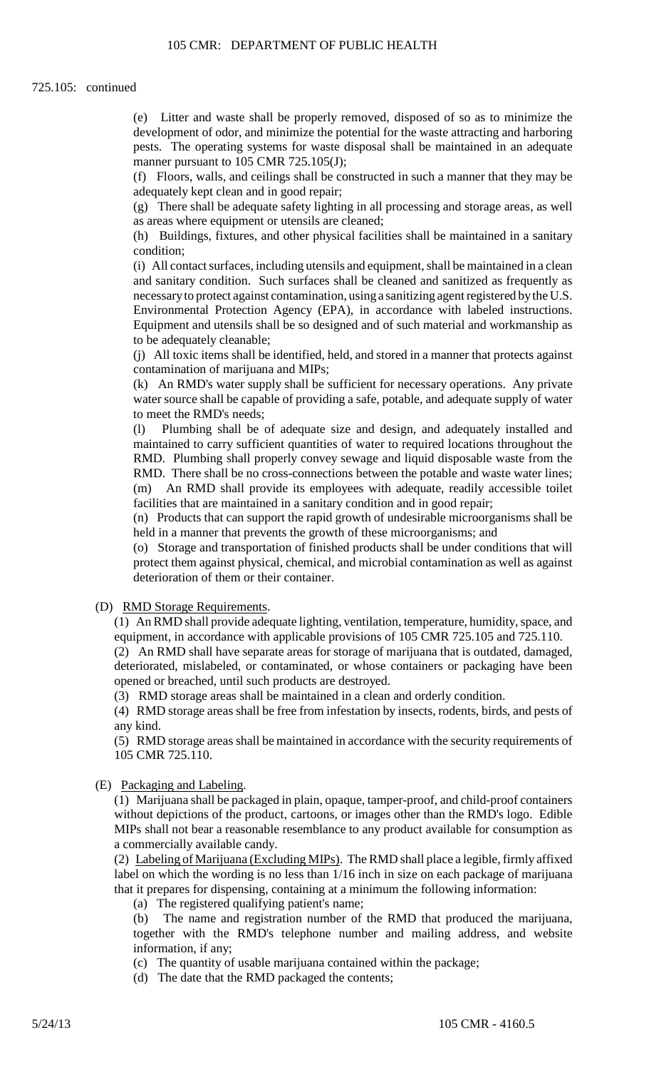725.105: continued

(e) Litter and waste shall be properly removed, disposed of so as to minimize the development of odor, and minimize the potential for the waste attracting and harboring pests. The operating systems for waste disposal shall be maintained in an adequate manner pursuant to 105 CMR 725.105(J);

(f) Floors, walls, and ceilings shall be constructed in such a manner that they may be adequately kept clean and in good repair;

(g) There shall be adequate safety lighting in all processing and storage areas, as well as areas where equipment or utensils are cleaned;

(h) Buildings, fixtures, and other physical facilities shall be maintained in a sanitary condition;

(i) All contact surfaces, including utensils and equipment, shall be maintained in a clean and sanitary condition. Such surfaces shall be cleaned and sanitized as frequently as necessary to protect against contamination, using a sanitizing agent registered by the U.S. Environmental Protection Agency (EPA), in accordance with labeled instructions. Equipment and utensils shall be so designed and of such material and workmanship as to be adequately cleanable;

(j) All toxic items shall be identified, held, and stored in a manner that protects against contamination of marijuana and MIPs;

(k) An RMD's water supply shall be sufficient for necessary operations. Any private water source shall be capable of providing a safe, potable, and adequate supply of water to meet the RMD's needs;

(l) Plumbing shall be of adequate size and design, and adequately installed and maintained to carry sufficient quantities of water to required locations throughout the RMD. Plumbing shall properly convey sewage and liquid disposable waste from the RMD. There shall be no cross-connections between the potable and waste water lines;

(m) An RMD shall provide its employees with adequate, readily accessible toilet facilities that are maintained in a sanitary condition and in good repair;

(n) Products that can support the rapid growth of undesirable microorganisms shall be held in a manner that prevents the growth of these microorganisms; and

(o) Storage and transportation of finished products shall be under conditions that will protect them against physical, chemical, and microbial contamination as well as against deterioration of them or their container.

(D) RMD Storage Requirements.

(1) An RMD shall provide adequate lighting, ventilation, temperature, humidity, space, and equipment, in accordance with applicable provisions of 105 CMR 725.105 and 725.110.

(2) An RMD shall have separate areas for storage of marijuana that is outdated, damaged, deteriorated, mislabeled, or contaminated, or whose containers or packaging have been opened or breached, until such products are destroyed.

(3) RMD storage areas shall be maintained in a clean and orderly condition.

(4) RMD storage areas shall be free from infestation by insects, rodents, birds, and pests of any kind.

(5) RMD storage areas shall be maintained in accordance with the security requirements of 105 CMR 725.110.

(E) Packaging and Labeling.

(1) Marijuana shall be packaged in plain, opaque, tamper-proof, and child-proof containers without depictions of the product, cartoons, or images other than the RMD's logo. Edible MIPs shall not bear a reasonable resemblance to any product available for consumption as a commercially available candy.

(2) Labeling of Marijuana (Excluding MIPs). The RMD shall place a legible, firmly affixed label on which the wording is no less than 1/16 inch in size on each package of marijuana that it prepares for dispensing, containing at a minimum the following information:

(a) The registered qualifying patient's name;

(b) The name and registration number of the RMD that produced the marijuana, together with the RMD's telephone number and mailing address, and website information, if any;

(c) The quantity of usable marijuana contained within the package;

(d) The date that the RMD packaged the contents;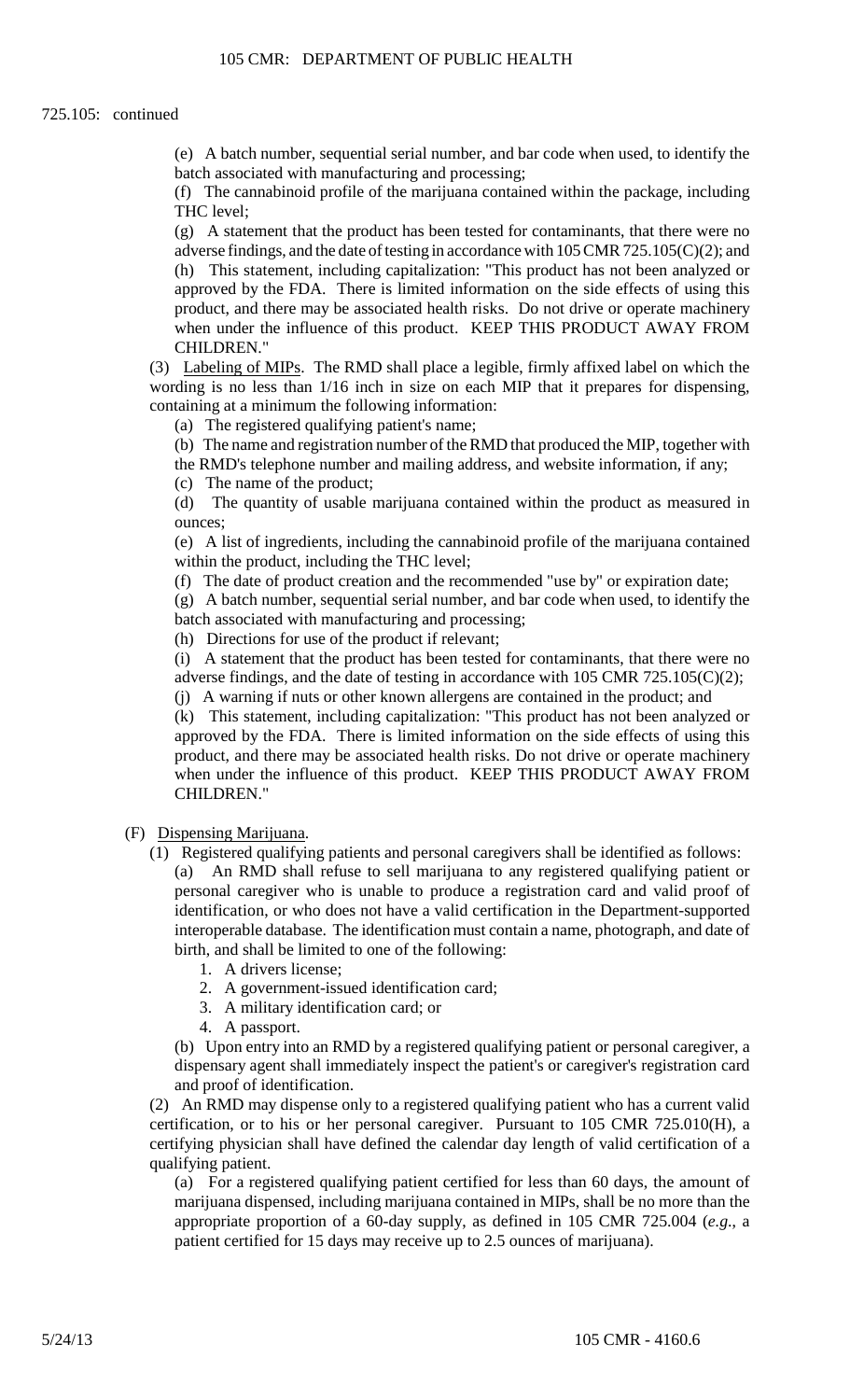725.105: continued

(e) A batch number, sequential serial number, and bar code when used, to identify the batch associated with manufacturing and processing;

(f) The cannabinoid profile of the marijuana contained within the package, including THC level;

(g) A statement that the product has been tested for contaminants, that there were no adverse findings, and the date of testing in accordance with 105 CMR 725.105(C)(2); and

(h) This statement, including capitalization: "This product has not been analyzed or approved by the FDA. There is limited information on the side effects of using this product, and there may be associated health risks. Do not drive or operate machinery when under the influence of this product. KEEP THIS PRODUCT AWAY FROM CHILDREN."

(3) Labeling of MIPs. The RMD shall place a legible, firmly affixed label on which the wording is no less than 1/16 inch in size on each MIP that it prepares for dispensing, containing at a minimum the following information:

(a) The registered qualifying patient's name;

(b) The name and registration number of the RMD that produced the MIP, together with the RMD's telephone number and mailing address, and website information, if any;

(c) The name of the product;

(d) The quantity of usable marijuana contained within the product as measured in ounces;

(e) A list of ingredients, including the cannabinoid profile of the marijuana contained within the product, including the THC level;

(f) The date of product creation and the recommended "use by" or expiration date;

(g) A batch number, sequential serial number, and bar code when used, to identify the batch associated with manufacturing and processing;

(h) Directions for use of the product if relevant;

(i) A statement that the product has been tested for contaminants, that there were no adverse findings, and the date of testing in accordance with 105 CMR 725.105(C)(2);

(j) A warning if nuts or other known allergens are contained in the product; and

(k) This statement, including capitalization: "This product has not been analyzed or approved by the FDA. There is limited information on the side effects of using this product, and there may be associated health risks. Do not drive or operate machinery when under the influence of this product. KEEP THIS PRODUCT AWAY FROM CHILDREN."

(F) Dispensing Marijuana.

(1) Registered qualifying patients and personal caregivers shall be identified as follows:

(a) An RMD shall refuse to sell marijuana to any registered qualifying patient or personal caregiver who is unable to produce a registration card and valid proof of identification, or who does not have a valid certification in the Department-supported interoperable database. The identification must contain a name, photograph, and date of birth, and shall be limited to one of the following:

1. A drivers license;
2. A government-issued identification card;
3. A military identification card; or
4. A passport.

(b) Upon entry into an RMD by a registered qualifying patient or personal caregiver, a dispensary agent shall immediately inspect the patient's or caregiver's registration card and proof of identification.

(2) An RMD may dispense only to a registered qualifying patient who has a current valid certification, or to his or her personal caregiver. Pursuant to 105 CMR 725.010(H), a certifying physician shall have defined the calendar day length of valid certification of a qualifying patient.

(a) For a registered qualifying patient certified for less than 60 days, the amount of marijuana dispensed, including marijuana contained in MIPs, shall be no more than the appropriate proportion of a 60-day supply, as defined in 105 CMR 725.004 (*e.g.*, a patient certified for 15 days may receive up to 2.5 ounces of marijuana).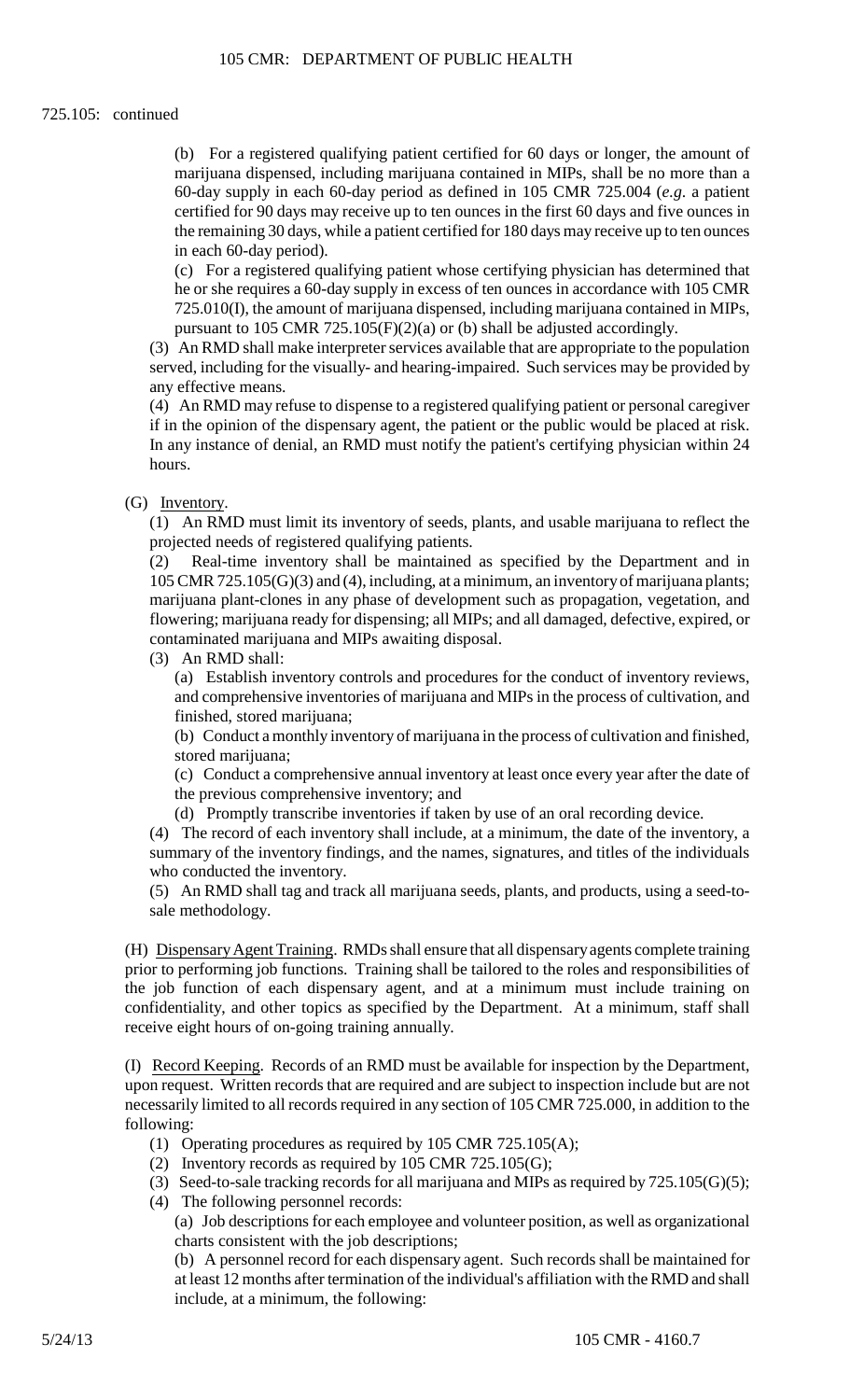725.105: continued

(b) For a registered qualifying patient certified for 60 days or longer, the amount of marijuana dispensed, including marijuana contained in MIPs, shall be no more than a 60-day supply in each 60-day period as defined in 105 CMR 725.004 (*e.g.* a patient certified for 90 days may receive up to ten ounces in the first 60 days and five ounces in the remaining 30 days, while a patient certified for 180 days may receive up to ten ounces in each 60-day period).

(c) For a registered qualifying patient whose certifying physician has determined that he or she requires a 60-day supply in excess of ten ounces in accordance with 105 CMR 725.010(I), the amount of marijuana dispensed, including marijuana contained in MIPs, pursuant to 105 CMR 725.105(F)(2)(a) or (b) shall be adjusted accordingly.

(3) An RMD shall make interpreter services available that are appropriate to the population served, including for the visually- and hearing-impaired. Such services may be provided by any effective means.

(4) An RMD may refuse to dispense to a registered qualifying patient or personal caregiver if in the opinion of the dispensary agent, the patient or the public would be placed at risk. In any instance of denial, an RMD must notify the patient's certifying physician within 24 hours.

(G) Inventory.

(1) An RMD must limit its inventory of seeds, plants, and usable marijuana to reflect the projected needs of registered qualifying patients.

(2) Real-time inventory shall be maintained as specified by the Department and in 105 CMR 725.105(G)(3) and (4), including, at a minimum, an inventory of marijuana plants; marijuana plant-clones in any phase of development such as propagation, vegetation, and flowering; marijuana ready for dispensing; all MIPs; and all damaged, defective, expired, or contaminated marijuana and MIPs awaiting disposal.

(3) An RMD shall:

(a) Establish inventory controls and procedures for the conduct of inventory reviews, and comprehensive inventories of marijuana and MIPs in the process of cultivation, and finished, stored marijuana;

(b) Conduct a monthly inventory of marijuana in the process of cultivation and finished, stored marijuana;

(c) Conduct a comprehensive annual inventory at least once every year after the date of the previous comprehensive inventory; and

(d) Promptly transcribe inventories if taken by use of an oral recording device.

(4) The record of each inventory shall include, at a minimum, the date of the inventory, a summary of the inventory findings, and the names, signatures, and titles of the individuals who conducted the inventory.

(5) An RMD shall tag and track all marijuana seeds, plants, and products, using a seed-to-sale methodology.

(H) Dispensary Agent Training. RMDs shall ensure that all dispensary agents complete training prior to performing job functions. Training shall be tailored to the roles and responsibilities of the job function of each dispensary agent, and at a minimum must include training on confidentiality, and other topics as specified by the Department. At a minimum, staff shall receive eight hours of on-going training annually.

(I) Record Keeping. Records of an RMD must be available for inspection by the Department, upon request. Written records that are required and are subject to inspection include but are not necessarily limited to all records required in any section of 105 CMR 725.000, in addition to the following:

(1) Operating procedures as required by 105 CMR 725.105(A);

(2) Inventory records as required by 105 CMR 725.105(G);

(3) Seed-to-sale tracking records for all marijuana and MIPs as required by 725.105(G)(5);

(4) The following personnel records:

(a) Job descriptions for each employee and volunteer position, as well as organizational charts consistent with the job descriptions;

(b) A personnel record for each dispensary agent. Such records shall be maintained for at least 12 months after termination of the individual's affiliation with the RMD and shall include, at a minimum, the following: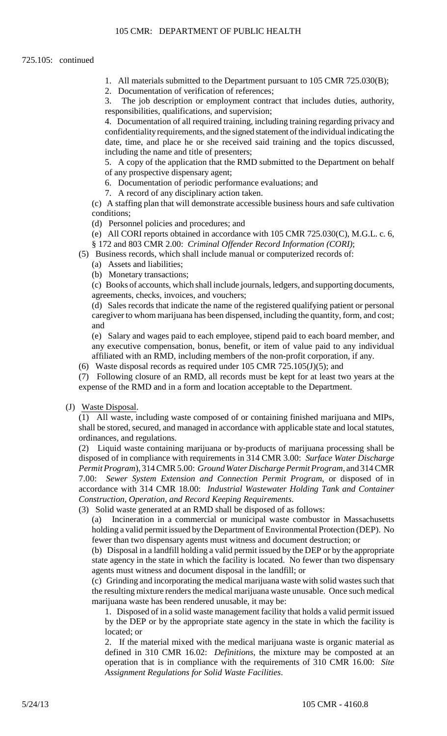725.105: continued

1. All materials submitted to the Department pursuant to 105 CMR 725.030(B);
2. Documentation of verification of references;
3. The job description or employment contract that includes duties, authority, responsibilities, qualifications, and supervision;
4. Documentation of all required training, including training regarding privacy and confidentiality requirements, and the signed statement of the individual indicating the date, time, and place he or she received said training and the topics discussed, including the name and title of presenters;
5. A copy of the application that the RMD submitted to the Department on behalf of any prospective dispensary agent;
6. Documentation of periodic performance evaluations; and
7. A record of any disciplinary action taken.

(c) A staffing plan that will demonstrate accessible business hours and safe cultivation conditions;

(d) Personnel policies and procedures; and

(e) All CORI reports obtained in accordance with 105 CMR 725.030(C), M.G.L. c. 6, § 172 and 803 CMR 2.00: *Criminal Offender Record Information (CORI)*;

(5) Business records, which shall include manual or computerized records of:

(a) Assets and liabilities;

(b) Monetary transactions;

(c) Books of accounts, which shall include journals, ledgers, and supporting documents, agreements, checks, invoices, and vouchers;

(d) Sales records that indicate the name of the registered qualifying patient or personal caregiver to whom marijuana has been dispensed, including the quantity, form, and cost; and

(e) Salary and wages paid to each employee, stipend paid to each board member, and any executive compensation, bonus, benefit, or item of value paid to any individual affiliated with an RMD, including members of the non-profit corporation, if any.

(6) Waste disposal records as required under 105 CMR 725.105(J)(5); and

(7) Following closure of an RMD, all records must be kept for at least two years at the expense of the RMD and in a form and location acceptable to the Department.

(J) Waste Disposal.

(1) All waste, including waste composed of or containing finished marijuana and MIPs, shall be stored, secured, and managed in accordance with applicable state and local statutes, ordinances, and regulations.

(2) Liquid waste containing marijuana or by-products of marijuana processing shall be disposed of in compliance with requirements in 314 CMR 3.00: *Surface Water Discharge Permit Program*), 314 CMR 5.00: *Ground Water Discharge Permit Program*, and 314 CMR 7.00: *Sewer System Extension and Connection Permit Program*, or disposed of in accordance with 314 CMR 18.00: *Industrial Wastewater Holding Tank and Container Construction, Operation, and Record Keeping Requirements*.

(3) Solid waste generated at an RMD shall be disposed of as follows:

(a) Incineration in a commercial or municipal waste combustor in Massachusetts holding a valid permit issued by the Department of Environmental Protection (DEP). No fewer than two dispensary agents must witness and document destruction; or

(b) Disposal in a landfill holding a valid permit issued by the DEP or by the appropriate state agency in the state in which the facility is located. No fewer than two dispensary agents must witness and document disposal in the landfill; or

(c) Grinding and incorporating the medical marijuana waste with solid wastes such that the resulting mixture renders the medical marijuana waste unusable. Once such medical marijuana waste has been rendered unusable, it may be:

1. Disposed of in a solid waste management facility that holds a valid permit issued by the DEP or by the appropriate state agency in the state in which the facility is located; or
2. If the material mixed with the medical marijuana waste is organic material as defined in 310 CMR 16.02: *Definitions*, the mixture may be composted at an operation that is in compliance with the requirements of 310 CMR 16.00: *Site Assignment Regulations for Solid Waste Facilities*.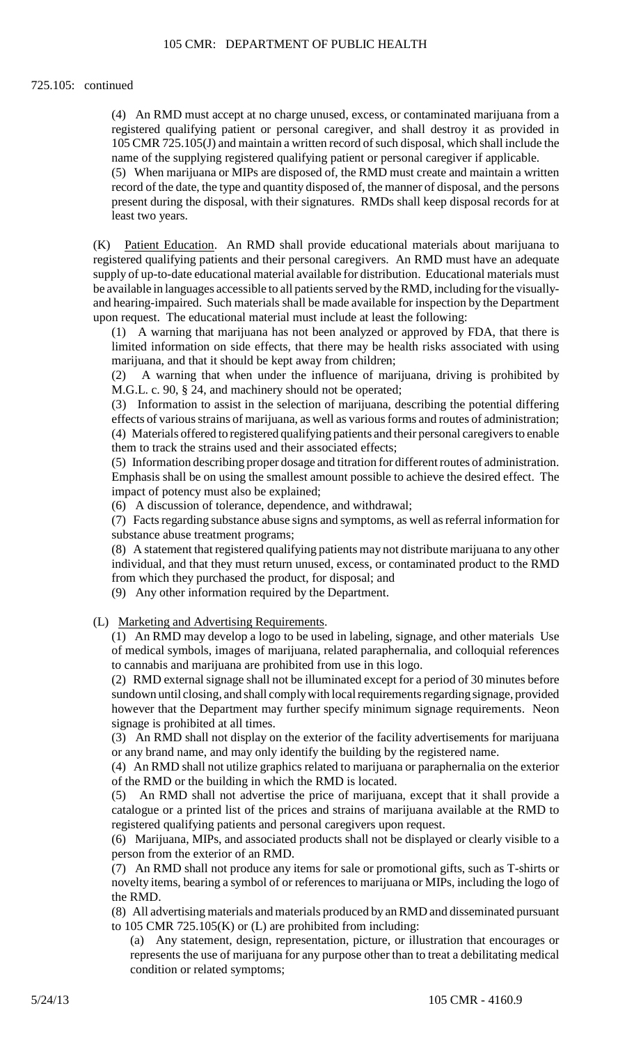725.105: continued

(4) An RMD must accept at no charge unused, excess, or contaminated marijuana from a registered qualifying patient or personal caregiver, and shall destroy it as provided in 105 CMR 725.105(J) and maintain a written record of such disposal, which shall include the name of the supplying registered qualifying patient or personal caregiver if applicable.

(5) When marijuana or MIPs are disposed of, the RMD must create and maintain a written record of the date, the type and quantity disposed of, the manner of disposal, and the persons present during the disposal, with their signatures. RMDs shall keep disposal records for at least two years.

(K) Patient Education. An RMD shall provide educational materials about marijuana to registered qualifying patients and their personal caregivers. An RMD must have an adequate supply of up-to-date educational material available for distribution. Educational materials must be available in languages accessible to all patients served by the RMD, including for the visually- and hearing-impaired. Such materials shall be made available for inspection by the Department upon request. The educational material must include at least the following:

(1) A warning that marijuana has not been analyzed or approved by FDA, that there is limited information on side effects, that there may be health risks associated with using marijuana, and that it should be kept away from children;

(2) A warning that when under the influence of marijuana, driving is prohibited by M.G.L. c. 90, § 24, and machinery should not be operated;

(3) Information to assist in the selection of marijuana, describing the potential differing effects of various strains of marijuana, as well as various forms and routes of administration;

(4) Materials offered to registered qualifying patients and their personal caregivers to enable them to track the strains used and their associated effects;

(5) Information describing proper dosage and titration for different routes of administration. Emphasis shall be on using the smallest amount possible to achieve the desired effect. The impact of potency must also be explained;

(6) A discussion of tolerance, dependence, and withdrawal;

(7) Facts regarding substance abuse signs and symptoms, as well as referral information for substance abuse treatment programs;

(8) A statement that registered qualifying patients may not distribute marijuana to any other individual, and that they must return unused, excess, or contaminated product to the RMD from which they purchased the product, for disposal; and

(9) Any other information required by the Department.

(L) Marketing and Advertising Requirements.

(1) An RMD may develop a logo to be used in labeling, signage, and other materials Use of medical symbols, images of marijuana, related paraphernalia, and colloquial references to cannabis and marijuana are prohibited from use in this logo.

(2) RMD external signage shall not be illuminated except for a period of 30 minutes before sundown until closing, and shall comply with local requirements regarding signage, provided however that the Department may further specify minimum signage requirements. Neon signage is prohibited at all times.

(3) An RMD shall not display on the exterior of the facility advertisements for marijuana or any brand name, and may only identify the building by the registered name.

(4) An RMD shall not utilize graphics related to marijuana or paraphernalia on the exterior of the RMD or the building in which the RMD is located.

(5) An RMD shall not advertise the price of marijuana, except that it shall provide a catalogue or a printed list of the prices and strains of marijuana available at the RMD to registered qualifying patients and personal caregivers upon request.

(6) Marijuana, MIPs, and associated products shall not be displayed or clearly visible to a person from the exterior of an RMD.

(7) An RMD shall not produce any items for sale or promotional gifts, such as T-shirts or novelty items, bearing a symbol of or references to marijuana or MIPs, including the logo of the RMD.

(8) All advertising materials and materials produced by an RMD and disseminated pursuant to 105 CMR 725.105(K) or (L) are prohibited from including:

(a) Any statement, design, representation, picture, or illustration that encourages or represents the use of marijuana for any purpose other than to treat a debilitating medical condition or related symptoms;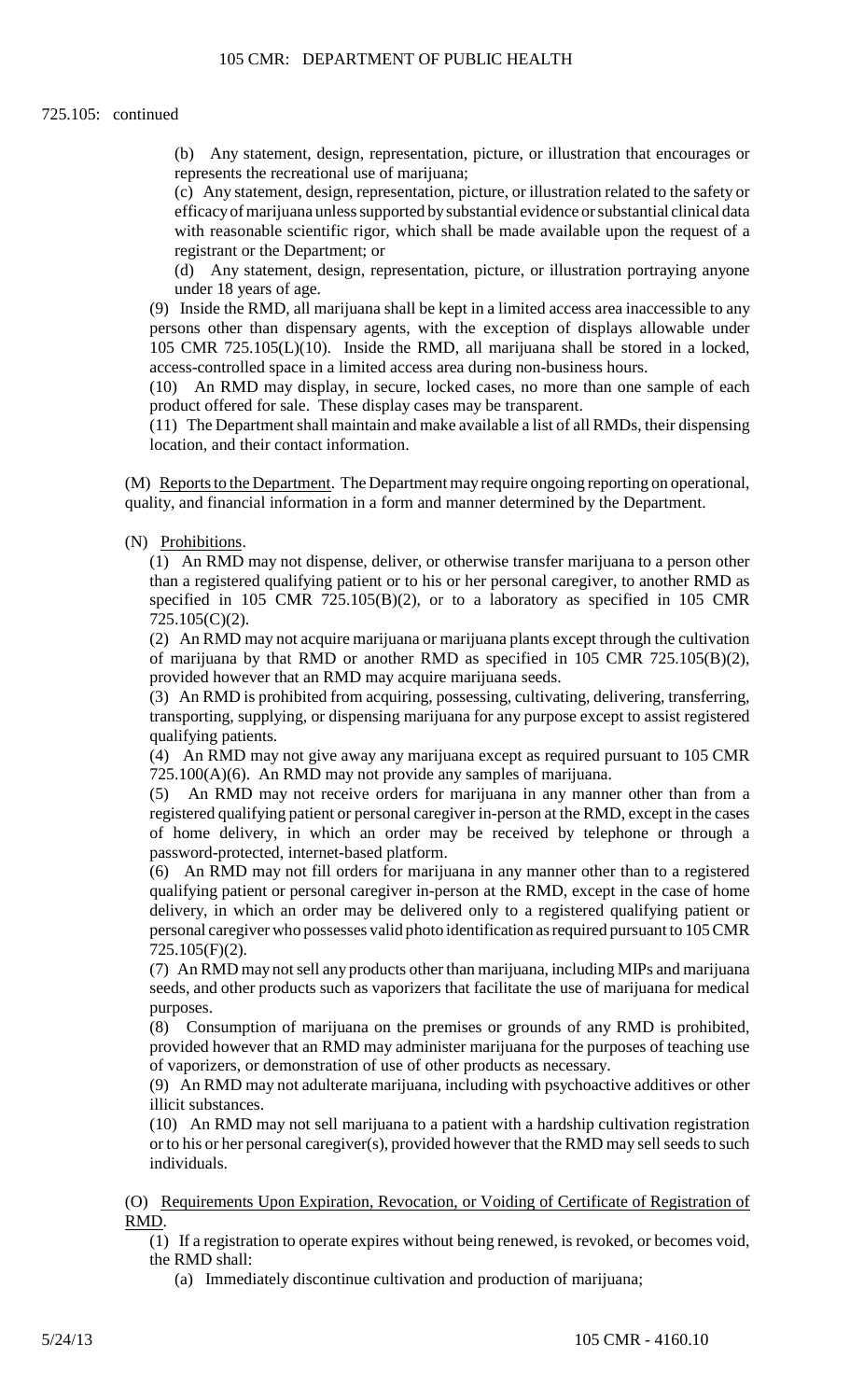725.105: continued

(b) Any statement, design, representation, picture, or illustration that encourages or represents the recreational use of marijuana;

(c) Any statement, design, representation, picture, or illustration related to the safety or efficacy of marijuana unless supported by substantial evidence or substantial clinical data with reasonable scientific rigor, which shall be made available upon the request of a registrant or the Department; or

(d) Any statement, design, representation, picture, or illustration portraying anyone under 18 years of age.

(9) Inside the RMD, all marijuana shall be kept in a limited access area inaccessible to any persons other than dispensary agents, with the exception of displays allowable under 105 CMR 725.105(L)(10). Inside the RMD, all marijuana shall be stored in a locked, access-controlled space in a limited access area during non-business hours.

(10) An RMD may display, in secure, locked cases, no more than one sample of each product offered for sale. These display cases may be transparent.

(11) The Department shall maintain and make available a list of all RMDs, their dispensing location, and their contact information.

(M) Reports to the Department. The Department may require ongoing reporting on operational, quality, and financial information in a form and manner determined by the Department.

(N) Prohibitions.

(1) An RMD may not dispense, deliver, or otherwise transfer marijuana to a person other than a registered qualifying patient or to his or her personal caregiver, to another RMD as specified in 105 CMR 725.105(B)(2), or to a laboratory as specified in 105 CMR 725.105(C)(2).

(2) An RMD may not acquire marijuana or marijuana plants except through the cultivation of marijuana by that RMD or another RMD as specified in 105 CMR 725.105(B)(2), provided however that an RMD may acquire marijuana seeds.

(3) An RMD is prohibited from acquiring, possessing, cultivating, delivering, transferring, transporting, supplying, or dispensing marijuana for any purpose except to assist registered qualifying patients.

(4) An RMD may not give away any marijuana except as required pursuant to 105 CMR 725.100(A)(6). An RMD may not provide any samples of marijuana.

(5) An RMD may not receive orders for marijuana in any manner other than from a registered qualifying patient or personal caregiver in-person at the RMD, except in the cases of home delivery, in which an order may be received by telephone or through a password-protected, internet-based platform.

(6) An RMD may not fill orders for marijuana in any manner other than to a registered qualifying patient or personal caregiver in-person at the RMD, except in the case of home delivery, in which an order may be delivered only to a registered qualifying patient or personal caregiver who possesses valid photo identification as required pursuant to 105 CMR 725.105(F)(2).

(7) An RMD may not sell any products other than marijuana, including MIPs and marijuana seeds, and other products such as vaporizers that facilitate the use of marijuana for medical purposes.

(8) Consumption of marijuana on the premises or grounds of any RMD is prohibited, provided however that an RMD may administer marijuana for the purposes of teaching use of vaporizers, or demonstration of use of other products as necessary.

(9) An RMD may not adulterate marijuana, including with psychoactive additives or other illicit substances.

(10) An RMD may not sell marijuana to a patient with a hardship cultivation registration or to his or her personal caregiver(s), provided however that the RMD may sell seeds to such individuals.

(O) Requirements Upon Expiration, Revocation, or Voiding of Certificate of Registration of RMD.

(1) If a registration to operate expires without being renewed, is revoked, or becomes void, the RMD shall:

(a) Immediately discontinue cultivation and production of marijuana;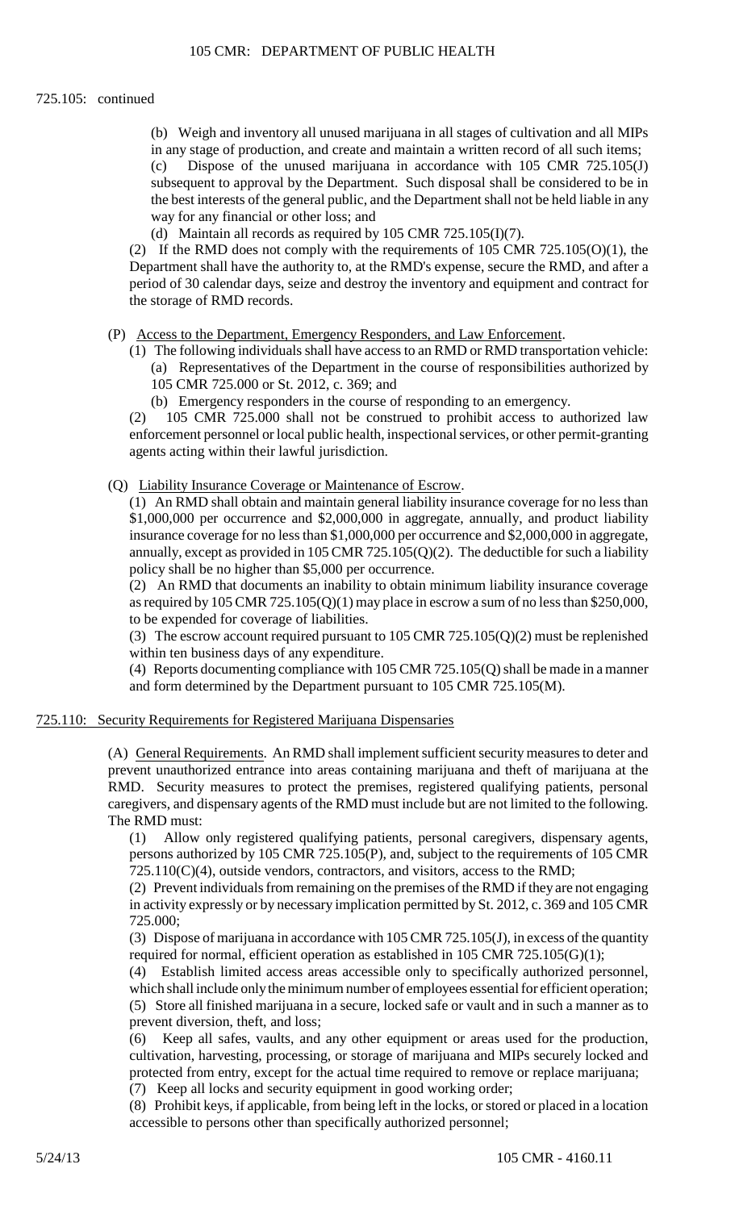725.105: continued

(b) Weigh and inventory all unused marijuana in all stages of cultivation and all MIPs in any stage of production, and create and maintain a written record of all such items;

(c) Dispose of the unused marijuana in accordance with 105 CMR 725.105(J) subsequent to approval by the Department. Such disposal shall be considered to be in the best interests of the general public, and the Department shall not be held liable in any way for any financial or other loss; and

(d) Maintain all records as required by 105 CMR 725.105(I)(7).

(2) If the RMD does not comply with the requirements of 105 CMR 725.105(O)(1), the Department shall have the authority to, at the RMD's expense, secure the RMD, and after a period of 30 calendar days, seize and destroy the inventory and equipment and contract for the storage of RMD records.

(P) Access to the Department, Emergency Responders, and Law Enforcement.

(1) The following individuals shall have access to an RMD or RMD transportation vehicle:

(a) Representatives of the Department in the course of responsibilities authorized by 105 CMR 725.000 or St. 2012, c. 369; and

(b) Emergency responders in the course of responding to an emergency.

(2) 105 CMR 725.000 shall not be construed to prohibit access to authorized law enforcement personnel or local public health, inspectional services, or other permit-granting agents acting within their lawful jurisdiction.

(Q) Liability Insurance Coverage or Maintenance of Escrow.

(1) An RMD shall obtain and maintain general liability insurance coverage for no less than \$1,000,000 per occurrence and \$2,000,000 in aggregate, annually, and product liability insurance coverage for no less than \$1,000,000 per occurrence and \$2,000,000 in aggregate, annually, except as provided in 105 CMR 725.105(Q)(2). The deductible for such a liability policy shall be no higher than \$5,000 per occurrence.

(2) An RMD that documents an inability to obtain minimum liability insurance coverage as required by 105 CMR 725.105(Q)(1) may place in escrow a sum of no less than \$250,000, to be expended for coverage of liabilities.

(3) The escrow account required pursuant to 105 CMR 725.105(Q)(2) must be replenished within ten business days of any expenditure.

(4) Reports documenting compliance with 105 CMR 725.105(Q) shall be made in a manner and form determined by the Department pursuant to 105 CMR 725.105(M).

## 725.110: Security Requirements for Registered Marijuana Dispensaries

(A) General Requirements. An RMD shall implement sufficient security measures to deter and prevent unauthorized entrance into areas containing marijuana and theft of marijuana at the RMD. Security measures to protect the premises, registered qualifying patients, personal caregivers, and dispensary agents of the RMD must include but are not limited to the following. The RMD must:

(1) Allow only registered qualifying patients, personal caregivers, dispensary agents, persons authorized by 105 CMR 725.105(P), and, subject to the requirements of 105 CMR 725.110(C)(4), outside vendors, contractors, and visitors, access to the RMD;

(2) Prevent individuals from remaining on the premises of the RMD if they are not engaging in activity expressly or by necessary implication permitted by St. 2012, c. 369 and 105 CMR 725.000;

(3) Dispose of marijuana in accordance with 105 CMR 725.105(J), in excess of the quantity required for normal, efficient operation as established in 105 CMR 725.105(G)(1);

(4) Establish limited access areas accessible only to specifically authorized personnel, which shall include only the minimum number of employees essential for efficient operation;

(5) Store all finished marijuana in a secure, locked safe or vault and in such a manner as to prevent diversion, theft, and loss;

(6) Keep all safes, vaults, and any other equipment or areas used for the production, cultivation, harvesting, processing, or storage of marijuana and MIPs securely locked and protected from entry, except for the actual time required to remove or replace marijuana;

(7) Keep all locks and security equipment in good working order;

(8) Prohibit keys, if applicable, from being left in the locks, or stored or placed in a location accessible to persons other than specifically authorized personnel;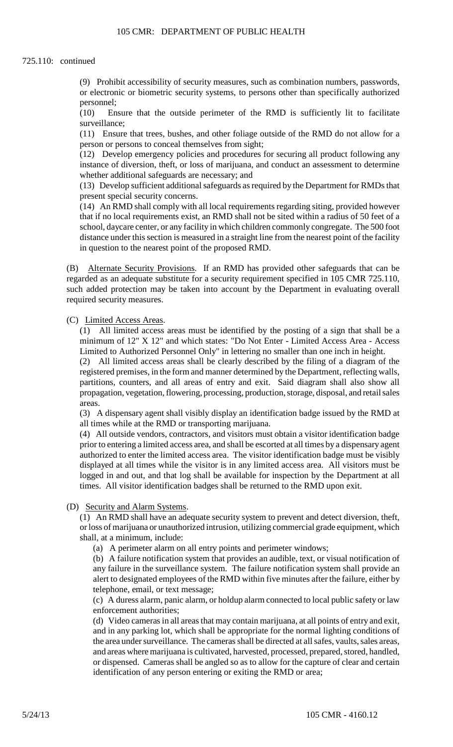725.110: continued

(9) Prohibit accessibility of security measures, such as combination numbers, passwords, or electronic or biometric security systems, to persons other than specifically authorized personnel;

(10) Ensure that the outside perimeter of the RMD is sufficiently lit to facilitate surveillance;

(11) Ensure that trees, bushes, and other foliage outside of the RMD do not allow for a person or persons to conceal themselves from sight;

(12) Develop emergency policies and procedures for securing all product following any instance of diversion, theft, or loss of marijuana, and conduct an assessment to determine whether additional safeguards are necessary; and

(13) Develop sufficient additional safeguards as required by the Department for RMDs that present special security concerns.

(14) An RMD shall comply with all local requirements regarding siting, provided however that if no local requirements exist, an RMD shall not be sited within a radius of 50 feet of a school, daycare center, or any facility in which children commonly congregate. The 500 foot distance under this section is measured in a straight line from the nearest point of the facility in question to the nearest point of the proposed RMD.

(B) Alternate Security Provisions. If an RMD has provided other safeguards that can be regarded as an adequate substitute for a security requirement specified in 105 CMR 725.110, such added protection may be taken into account by the Department in evaluating overall required security measures.

(C) Limited Access Areas.

(1) All limited access areas must be identified by the posting of a sign that shall be a minimum of 12" X 12" and which states: "Do Not Enter - Limited Access Area - Access Limited to Authorized Personnel Only" in lettering no smaller than one inch in height.

(2) All limited access areas shall be clearly described by the filing of a diagram of the registered premises, in the form and manner determined by the Department, reflecting walls, partitions, counters, and all areas of entry and exit. Said diagram shall also show all propagation, vegetation, flowering, processing, production, storage, disposal, and retail sales areas.

(3) A dispensary agent shall visibly display an identification badge issued by the RMD at all times while at the RMD or transporting marijuana.

(4) All outside vendors, contractors, and visitors must obtain a visitor identification badge prior to entering a limited access area, and shall be escorted at all times by a dispensary agent authorized to enter the limited access area. The visitor identification badge must be visibly displayed at all times while the visitor is in any limited access area. All visitors must be logged in and out, and that log shall be available for inspection by the Department at all times. All visitor identification badges shall be returned to the RMD upon exit.

(D) Security and Alarm Systems.

(1) An RMD shall have an adequate security system to prevent and detect diversion, theft, or loss of marijuana or unauthorized intrusion, utilizing commercial grade equipment, which shall, at a minimum, include:

(a) A perimeter alarm on all entry points and perimeter windows;

(b) A failure notification system that provides an audible, text, or visual notification of any failure in the surveillance system. The failure notification system shall provide an alert to designated employees of the RMD within five minutes after the failure, either by telephone, email, or text message;

(c) A duress alarm, panic alarm, or holdup alarm connected to local public safety or law enforcement authorities;

(d) Video cameras in all areas that may contain marijuana, at all points of entry and exit, and in any parking lot, which shall be appropriate for the normal lighting conditions of the area under surveillance. The cameras shall be directed at all safes, vaults, sales areas, and areas where marijuana is cultivated, harvested, processed, prepared, stored, handled, or dispensed. Cameras shall be angled so as to allow for the capture of clear and certain identification of any person entering or exiting the RMD or area;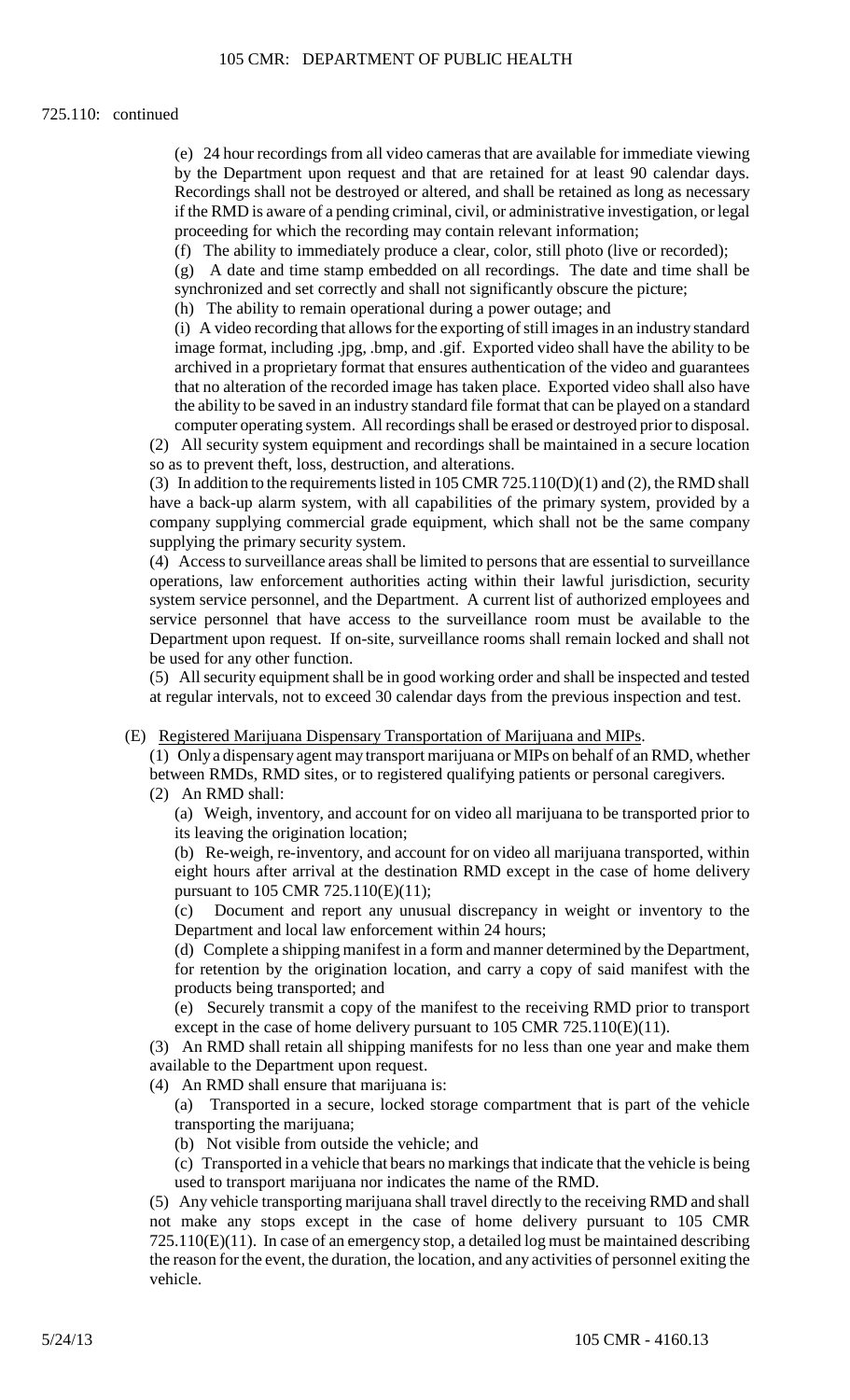725.110: continued

(e) 24 hour recordings from all video cameras that are available for immediate viewing by the Department upon request and that are retained for at least 90 calendar days. Recordings shall not be destroyed or altered, and shall be retained as long as necessary if the RMD is aware of a pending criminal, civil, or administrative investigation, or legal proceeding for which the recording may contain relevant information;

(f) The ability to immediately produce a clear, color, still photo (live or recorded);

(g) A date and time stamp embedded on all recordings. The date and time shall be synchronized and set correctly and shall not significantly obscure the picture;

(h) The ability to remain operational during a power outage; and

(i) A video recording that allows for the exporting of still images in an industry standard image format, including .jpg, .bmp, and .gif. Exported video shall have the ability to be archived in a proprietary format that ensures authentication of the video and guarantees that no alteration of the recorded image has taken place. Exported video shall also have the ability to be saved in an industry standard file format that can be played on a standard computer operating system. All recordings shall be erased or destroyed prior to disposal.

(2) All security system equipment and recordings shall be maintained in a secure location so as to prevent theft, loss, destruction, and alterations.

(3) In addition to the requirements listed in 105 CMR 725.110(D)(1) and (2), the RMD shall have a back-up alarm system, with all capabilities of the primary system, provided by a company supplying commercial grade equipment, which shall not be the same company supplying the primary security system.

(4) Access to surveillance areas shall be limited to persons that are essential to surveillance operations, law enforcement authorities acting within their lawful jurisdiction, security system service personnel, and the Department. A current list of authorized employees and service personnel that have access to the surveillance room must be available to the Department upon request. If on-site, surveillance rooms shall remain locked and shall not be used for any other function.

(5) All security equipment shall be in good working order and shall be inspected and tested at regular intervals, not to exceed 30 calendar days from the previous inspection and test.

(E) Registered Marijuana Dispensary Transportation of Marijuana and MIPs.

(1) Only a dispensary agent may transport marijuana or MIPs on behalf of an RMD, whether between RMDs, RMD sites, or to registered qualifying patients or personal caregivers.

(2) An RMD shall:

(a) Weigh, inventory, and account for on video all marijuana to be transported prior to its leaving the origination location;

(b) Re-weigh, re-inventory, and account for on video all marijuana transported, within eight hours after arrival at the destination RMD except in the case of home delivery pursuant to 105 CMR 725.110(E)(11);

(c) Document and report any unusual discrepancy in weight or inventory to the Department and local law enforcement within 24 hours;

(d) Complete a shipping manifest in a form and manner determined by the Department, for retention by the origination location, and carry a copy of said manifest with the products being transported; and

(e) Securely transmit a copy of the manifest to the receiving RMD prior to transport except in the case of home delivery pursuant to 105 CMR 725.110(E)(11).

(3) An RMD shall retain all shipping manifests for no less than one year and make them available to the Department upon request.

(4) An RMD shall ensure that marijuana is:

(a) Transported in a secure, locked storage compartment that is part of the vehicle transporting the marijuana;

(b) Not visible from outside the vehicle; and

(c) Transported in a vehicle that bears no markings that indicate that the vehicle is being used to transport marijuana nor indicates the name of the RMD.

(5) Any vehicle transporting marijuana shall travel directly to the receiving RMD and shall not make any stops except in the case of home delivery pursuant to 105 CMR 725.110(E)(11). In case of an emergency stop, a detailed log must be maintained describing the reason for the event, the duration, the location, and any activities of personnel exiting the vehicle.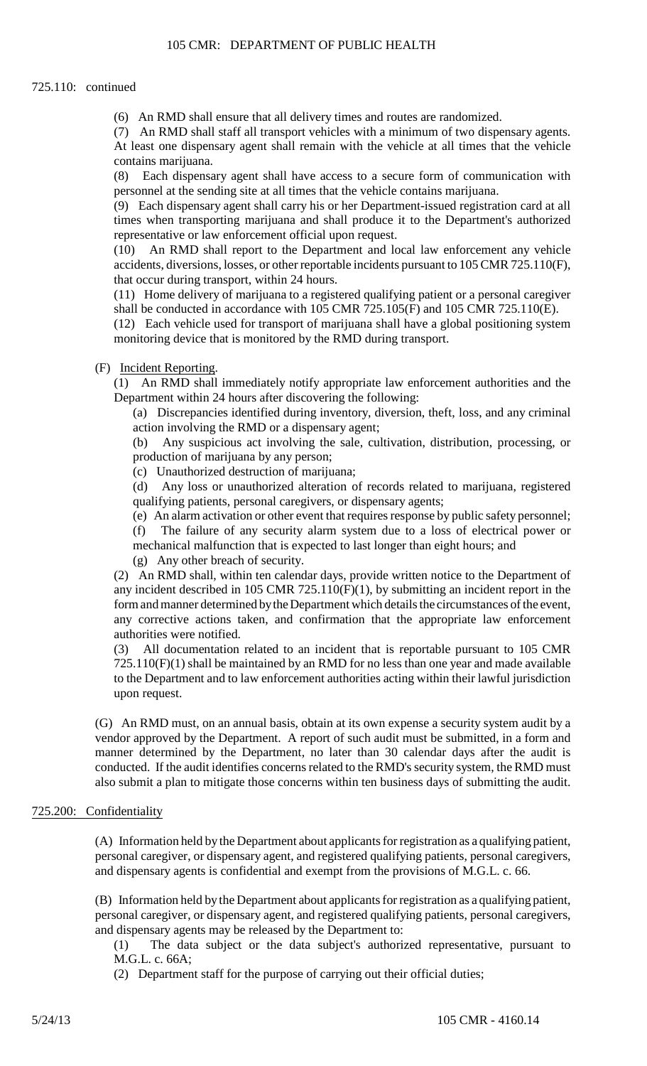725.110: continued

(6) An RMD shall ensure that all delivery times and routes are randomized.

(7) An RMD shall staff all transport vehicles with a minimum of two dispensary agents. At least one dispensary agent shall remain with the vehicle at all times that the vehicle contains marijuana.

(8) Each dispensary agent shall have access to a secure form of communication with personnel at the sending site at all times that the vehicle contains marijuana.

(9) Each dispensary agent shall carry his or her Department-issued registration card at all times when transporting marijuana and shall produce it to the Department's authorized representative or law enforcement official upon request.

(10) An RMD shall report to the Department and local law enforcement any vehicle accidents, diversions, losses, or other reportable incidents pursuant to 105 CMR 725.110(F), that occur during transport, within 24 hours.

(11) Home delivery of marijuana to a registered qualifying patient or a personal caregiver shall be conducted in accordance with 105 CMR 725.105(F) and 105 CMR 725.110(E).

(12) Each vehicle used for transport of marijuana shall have a global positioning system monitoring device that is monitored by the RMD during transport.

(F) Incident Reporting.

(1) An RMD shall immediately notify appropriate law enforcement authorities and the Department within 24 hours after discovering the following:

(a) Discrepancies identified during inventory, diversion, theft, loss, and any criminal action involving the RMD or a dispensary agent;

(b) Any suspicious act involving the sale, cultivation, distribution, processing, or production of marijuana by any person;

(c) Unauthorized destruction of marijuana;

(d) Any loss or unauthorized alteration of records related to marijuana, registered qualifying patients, personal caregivers, or dispensary agents;

(e) An alarm activation or other event that requires response by public safety personnel;

(f) The failure of any security alarm system due to a loss of electrical power or mechanical malfunction that is expected to last longer than eight hours; and

(g) Any other breach of security.

(2) An RMD shall, within ten calendar days, provide written notice to the Department of any incident described in 105 CMR 725.110(F)(1), by submitting an incident report in the form and manner determined by the Department which details the circumstances of the event, any corrective actions taken, and confirmation that the appropriate law enforcement authorities were notified.

(3) All documentation related to an incident that is reportable pursuant to 105 CMR 725.110(F)(1) shall be maintained by an RMD for no less than one year and made available to the Department and to law enforcement authorities acting within their lawful jurisdiction upon request.

(G) An RMD must, on an annual basis, obtain at its own expense a security system audit by a vendor approved by the Department. A report of such audit must be submitted, in a form and manner determined by the Department, no later than 30 calendar days after the audit is conducted. If the audit identifies concerns related to the RMD's security system, the RMD must also submit a plan to mitigate those concerns within ten business days of submitting the audit.

## 725.200: Confidentiality

(A) Information held by the Department about applicants for registration as a qualifying patient, personal caregiver, or dispensary agent, and registered qualifying patients, personal caregivers, and dispensary agents is confidential and exempt from the provisions of M.G.L. c. 66.

(B) Information held by the Department about applicants for registration as a qualifying patient, personal caregiver, or dispensary agent, and registered qualifying patients, personal caregivers, and dispensary agents may be released by the Department to:

(1) The data subject or the data subject's authorized representative, pursuant to M.G.L. c. 66A;

(2) Department staff for the purpose of carrying out their official duties;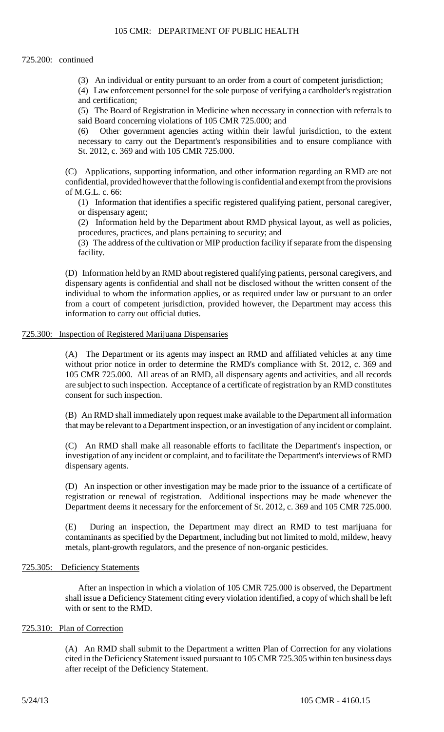725.200: continued

(3) An individual or entity pursuant to an order from a court of competent jurisdiction;

(4) Law enforcement personnel for the sole purpose of verifying a cardholder's registration and certification;

(5) The Board of Registration in Medicine when necessary in connection with referrals to said Board concerning violations of 105 CMR 725.000; and

(6) Other government agencies acting within their lawful jurisdiction, to the extent necessary to carry out the Department's responsibilities and to ensure compliance with St. 2012, c. 369 and with 105 CMR 725.000.

(C) Applications, supporting information, and other information regarding an RMD are not confidential, provided however that the following is confidential and exempt from the provisions of M.G.L. c. 66:

(1) Information that identifies a specific registered qualifying patient, personal caregiver, or dispensary agent;

(2) Information held by the Department about RMD physical layout, as well as policies, procedures, practices, and plans pertaining to security; and

(3) The address of the cultivation or MIP production facility if separate from the dispensing facility.

(D) Information held by an RMD about registered qualifying patients, personal caregivers, and dispensary agents is confidential and shall not be disclosed without the written consent of the individual to whom the information applies, or as required under law or pursuant to an order from a court of competent jurisdiction, provided however, the Department may access this information to carry out official duties.

725.300: Inspection of Registered Marijuana Dispensaries

(A) The Department or its agents may inspect an RMD and affiliated vehicles at any time without prior notice in order to determine the RMD's compliance with St. 2012, c. 369 and 105 CMR 725.000. All areas of an RMD, all dispensary agents and activities, and all records are subject to such inspection. Acceptance of a certificate of registration by an RMD constitutes consent for such inspection.

(B) An RMD shall immediately upon request make available to the Department all information that may be relevant to a Department inspection, or an investigation of any incident or complaint.

(C) An RMD shall make all reasonable efforts to facilitate the Department's inspection, or investigation of any incident or complaint, and to facilitate the Department's interviews of RMD dispensary agents.

(D) An inspection or other investigation may be made prior to the issuance of a certificate of registration or renewal of registration. Additional inspections may be made whenever the Department deems it necessary for the enforcement of St. 2012, c. 369 and 105 CMR 725.000.

(E) During an inspection, the Department may direct an RMD to test marijuana for contaminants as specified by the Department, including but not limited to mold, mildew, heavy metals, plant-growth regulators, and the presence of non-organic pesticides.

725.305: Deficiency Statements

After an inspection in which a violation of 105 CMR 725.000 is observed, the Department shall issue a Deficiency Statement citing every violation identified, a copy of which shall be left with or sent to the RMD.

725.310: Plan of Correction

(A) An RMD shall submit to the Department a written Plan of Correction for any violations cited in the Deficiency Statement issued pursuant to 105 CMR 725.305 within ten business days after receipt of the Deficiency Statement.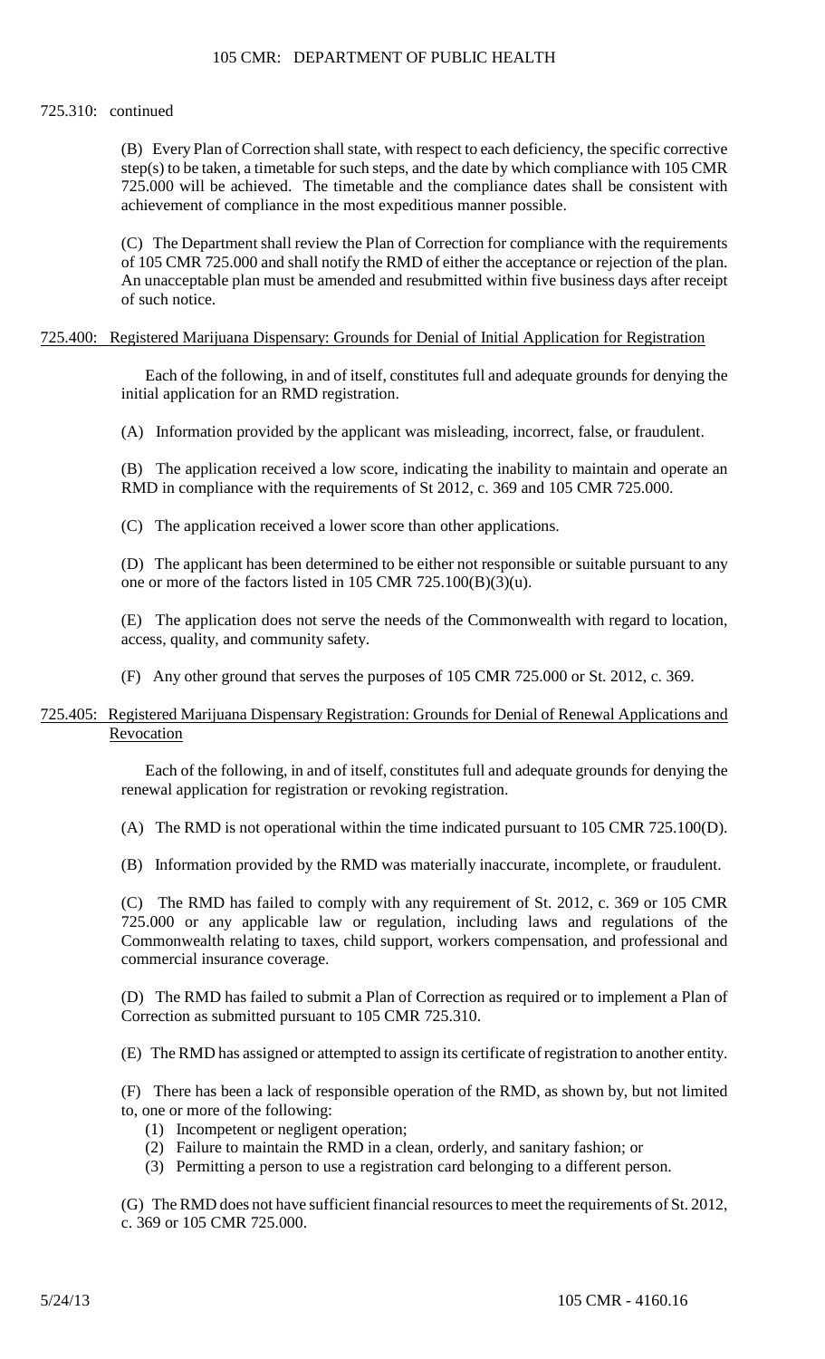725.310: continued

(B) Every Plan of Correction shall state, with respect to each deficiency, the specific corrective step(s) to be taken, a timetable for such steps, and the date by which compliance with 105 CMR 725.000 will be achieved. The timetable and the compliance dates shall be consistent with achievement of compliance in the most expeditious manner possible.

(C) The Department shall review the Plan of Correction for compliance with the requirements of 105 CMR 725.000 and shall notify the RMD of either the acceptance or rejection of the plan. An unacceptable plan must be amended and resubmitted within five business days after receipt of such notice.

## 725.400: Registered Marijuana Dispensary: Grounds for Denial of Initial Application for Registration

Each of the following, in and of itself, constitutes full and adequate grounds for denying the initial application for an RMD registration.

(A) Information provided by the applicant was misleading, incorrect, false, or fraudulent.

(B) The application received a low score, indicating the inability to maintain and operate an RMD in compliance with the requirements of St 2012, c. 369 and 105 CMR 725.000.

(C) The application received a lower score than other applications.

(D) The applicant has been determined to be either not responsible or suitable pursuant to any one or more of the factors listed in 105 CMR 725.100(B)(3)(u).

(E) The application does not serve the needs of the Commonwealth with regard to location, access, quality, and community safety.

(F) Any other ground that serves the purposes of 105 CMR 725.000 or St. 2012, c. 369.

## 725.405: Registered Marijuana Dispensary Registration: Grounds for Denial of Renewal Applications and Revocation

Each of the following, in and of itself, constitutes full and adequate grounds for denying the renewal application for registration or revoking registration.

(A) The RMD is not operational within the time indicated pursuant to 105 CMR 725.100(D).

(B) Information provided by the RMD was materially inaccurate, incomplete, or fraudulent.

(C) The RMD has failed to comply with any requirement of St. 2012, c. 369 or 105 CMR 725.000 or any applicable law or regulation, including laws and regulations of the Commonwealth relating to taxes, child support, workers compensation, and professional and commercial insurance coverage.

(D) The RMD has failed to submit a Plan of Correction as required or to implement a Plan of Correction as submitted pursuant to 105 CMR 725.310.

(E) The RMD has assigned or attempted to assign its certificate of registration to another entity.

(F) There has been a lack of responsible operation of the RMD, as shown by, but not limited to, one or more of the following:

(1) Incompetent or negligent operation;
(2) Failure to maintain the RMD in a clean, orderly, and sanitary fashion; or
(3) Permitting a person to use a registration card belonging to a different person.

(G) The RMD does not have sufficient financial resources to meet the requirements of St. 2012, c. 369 or 105 CMR 725.000.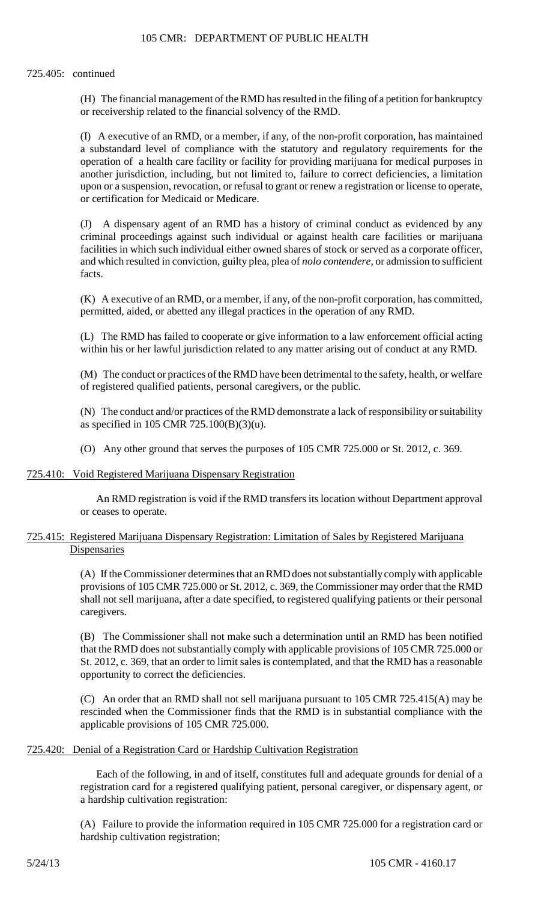725.405: continued

(H) The financial management of the RMD has resulted in the filing of a petition for bankruptcy or receivership related to the financial solvency of the RMD.

(I) A executive of an RMD, or a member, if any, of the non-profit corporation, has maintained a substandard level of compliance with the statutory and regulatory requirements for the operation of a health care facility or facility for providing marijuana for medical purposes in another jurisdiction, including, but not limited to, failure to correct deficiencies, a limitation upon or a suspension, revocation, or refusal to grant or renew a registration or license to operate, or certification for Medicaid or Medicare.

(J) A dispensary agent of an RMD has a history of criminal conduct as evidenced by any criminal proceedings against such individual or against health care facilities or marijuana facilities in which such individual either owned shares of stock or served as a corporate officer, and which resulted in conviction, guilty plea, plea of *nolo contendere*, or admission to sufficient facts.

(K) A executive of an RMD, or a member, if any, of the non-profit corporation, has committed, permitted, aided, or abetted any illegal practices in the operation of any RMD.

(L) The RMD has failed to cooperate or give information to a law enforcement official acting within his or her lawful jurisdiction related to any matter arising out of conduct at any RMD.

(M) The conduct or practices of the RMD have been detrimental to the safety, health, or welfare of registered qualified patients, personal caregivers, or the public.

(N) The conduct and/or practices of the RMD demonstrate a lack of responsibility or suitability as specified in 105 CMR 725.100(B)(3)(u).

(O) Any other ground that serves the purposes of 105 CMR 725.000 or St. 2012, c. 369.

725.410: Void Registered Marijuana Dispensary Registration

An RMD registration is void if the RMD transfers its location without Department approval or ceases to operate.

725.415: Registered Marijuana Dispensary Registration: Limitation of Sales by Registered Marijuana Dispensaries

(A) If the Commissioner determines that an RMD does not substantially comply with applicable provisions of 105 CMR 725.000 or St. 2012, c. 369, the Commissioner may order that the RMD shall not sell marijuana, after a date specified, to registered qualifying patients or their personal caregivers.

(B) The Commissioner shall not make such a determination until an RMD has been notified that the RMD does not substantially comply with applicable provisions of 105 CMR 725.000 or St. 2012, c. 369, that an order to limit sales is contemplated, and that the RMD has a reasonable opportunity to correct the deficiencies.

(C) An order that an RMD shall not sell marijuana pursuant to 105 CMR 725.415(A) may be rescinded when the Commissioner finds that the RMD is in substantial compliance with the applicable provisions of 105 CMR 725.000.

725.420: Denial of a Registration Card or Hardship Cultivation Registration

Each of the following, in and of itself, constitutes full and adequate grounds for denial of a registration card for a registered qualifying patient, personal caregiver, or dispensary agent, or a hardship cultivation registration:

(A) Failure to provide the information required in 105 CMR 725.000 for a registration card or hardship cultivation registration;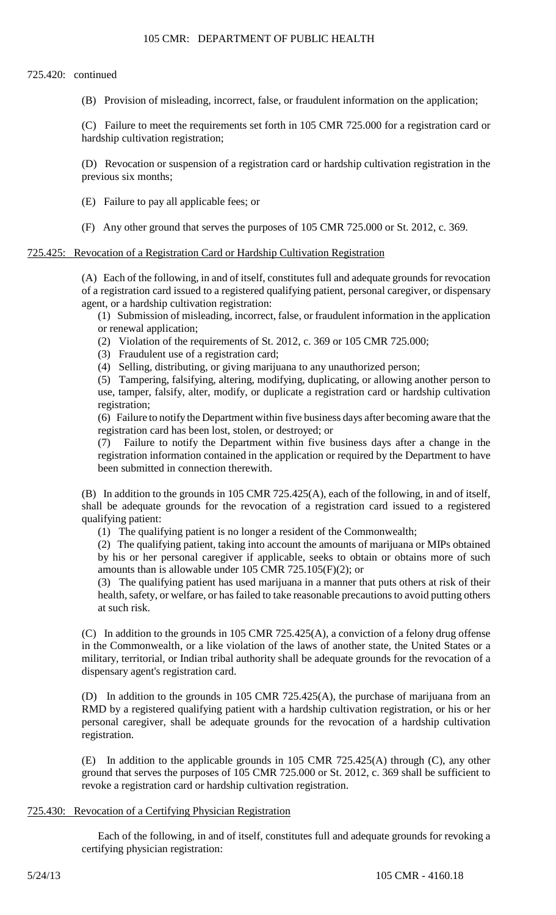725.420: continued

(B) Provision of misleading, incorrect, false, or fraudulent information on the application;

(C) Failure to meet the requirements set forth in 105 CMR 725.000 for a registration card or hardship cultivation registration;

(D) Revocation or suspension of a registration card or hardship cultivation registration in the previous six months;

(E) Failure to pay all applicable fees; or

(F) Any other ground that serves the purposes of 105 CMR 725.000 or St. 2012, c. 369.

## 725.425: Revocation of a Registration Card or Hardship Cultivation Registration

(A) Each of the following, in and of itself, constitutes full and adequate grounds for revocation of a registration card issued to a registered qualifying patient, personal caregiver, or dispensary agent, or a hardship cultivation registration:

(1) Submission of misleading, incorrect, false, or fraudulent information in the application or renewal application;

(2) Violation of the requirements of St. 2012, c. 369 or 105 CMR 725.000;

(3) Fraudulent use of a registration card;

(4) Selling, distributing, or giving marijuana to any unauthorized person;

(5) Tampering, falsifying, altering, modifying, duplicating, or allowing another person to use, tamper, falsify, alter, modify, or duplicate a registration card or hardship cultivation registration;

(6) Failure to notify the Department within five business days after becoming aware that the registration card has been lost, stolen, or destroyed; or

(7) Failure to notify the Department within five business days after a change in the registration information contained in the application or required by the Department to have been submitted in connection therewith.

(B) In addition to the grounds in 105 CMR 725.425(A), each of the following, in and of itself, shall be adequate grounds for the revocation of a registration card issued to a registered qualifying patient:

(1) The qualifying patient is no longer a resident of the Commonwealth;

(2) The qualifying patient, taking into account the amounts of marijuana or MIPs obtained by his or her personal caregiver if applicable, seeks to obtain or obtains more of such amounts than is allowable under 105 CMR 725.105(F)(2); or

(3) The qualifying patient has used marijuana in a manner that puts others at risk of their health, safety, or welfare, or has failed to take reasonable precautions to avoid putting others at such risk.

(C) In addition to the grounds in 105 CMR 725.425(A), a conviction of a felony drug offense in the Commonwealth, or a like violation of the laws of another state, the United States or a military, territorial, or Indian tribal authority shall be adequate grounds for the revocation of a dispensary agent's registration card.

(D) In addition to the grounds in 105 CMR 725.425(A), the purchase of marijuana from an RMD by a registered qualifying patient with a hardship cultivation registration, or his or her personal caregiver, shall be adequate grounds for the revocation of a hardship cultivation registration.

(E) In addition to the applicable grounds in 105 CMR 725.425(A) through (C), any other ground that serves the purposes of 105 CMR 725.000 or St. 2012, c. 369 shall be sufficient to revoke a registration card or hardship cultivation registration.

## 725.430: Revocation of a Certifying Physician Registration

Each of the following, in and of itself, constitutes full and adequate grounds for revoking a certifying physician registration: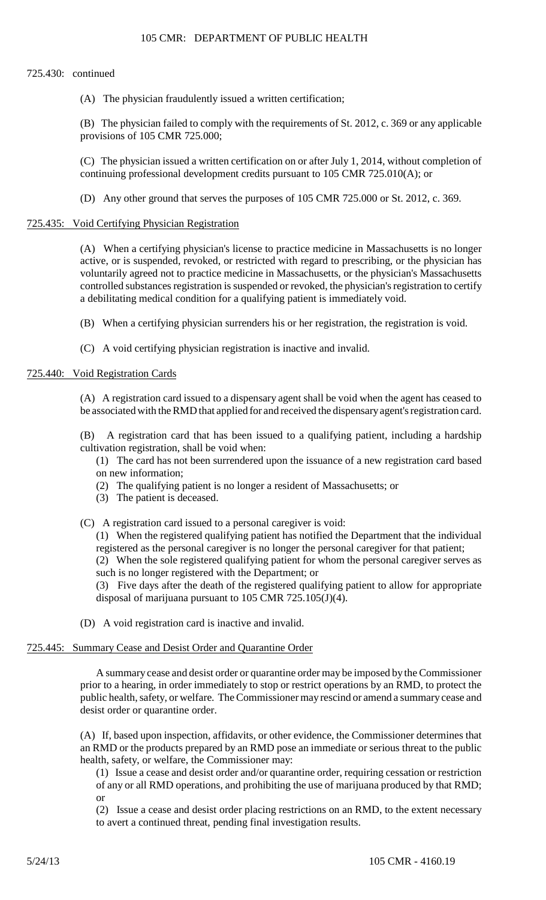725.430: continued

(A) The physician fraudulently issued a written certification;

(B) The physician failed to comply with the requirements of St. 2012, c. 369 or any applicable provisions of 105 CMR 725.000;

(C) The physician issued a written certification on or after July 1, 2014, without completion of continuing professional development credits pursuant to 105 CMR 725.010(A); or

(D) Any other ground that serves the purposes of 105 CMR 725.000 or St. 2012, c. 369.

## 725.435: Void Certifying Physician Registration

(A) When a certifying physician's license to practice medicine in Massachusetts is no longer active, or is suspended, revoked, or restricted with regard to prescribing, or the physician has voluntarily agreed not to practice medicine in Massachusetts, or the physician's Massachusetts controlled substances registration is suspended or revoked, the physician's registration to certify a debilitating medical condition for a qualifying patient is immediately void.

(B) When a certifying physician surrenders his or her registration, the registration is void.

(C) A void certifying physician registration is inactive and invalid.

## 725.440: Void Registration Cards

(A) A registration card issued to a dispensary agent shall be void when the agent has ceased to be associated with the RMD that applied for and received the dispensary agent's registration card.

(B) A registration card that has been issued to a qualifying patient, including a hardship cultivation registration, shall be void when:

(1) The card has not been surrendered upon the issuance of a new registration card based on new information;
(2) The qualifying patient is no longer a resident of Massachusetts; or
(3) The patient is deceased.

(C) A registration card issued to a personal caregiver is void:

(1) When the registered qualifying patient has notified the Department that the individual registered as the personal caregiver is no longer the personal caregiver for that patient;
(2) When the sole registered qualifying patient for whom the personal caregiver serves as such is no longer registered with the Department; or
(3) Five days after the death of the registered qualifying patient to allow for appropriate disposal of marijuana pursuant to 105 CMR 725.105(J)(4).

(D) A void registration card is inactive and invalid.

## 725.445: Summary Cease and Desist Order and Quarantine Order

A summary cease and desist order or quarantine order may be imposed by the Commissioner prior to a hearing, in order immediately to stop or restrict operations by an RMD, to protect the public health, safety, or welfare. The Commissioner may rescind or amend a summary cease and desist order or quarantine order.

(A) If, based upon inspection, affidavits, or other evidence, the Commissioner determines that an RMD or the products prepared by an RMD pose an immediate or serious threat to the public health, safety, or welfare, the Commissioner may:

(1) Issue a cease and desist order and/or quarantine order, requiring cessation or restriction of any or all RMD operations, and prohibiting the use of marijuana produced by that RMD; or
(2) Issue a cease and desist order placing restrictions on an RMD, to the extent necessary to avert a continued threat, pending final investigation results.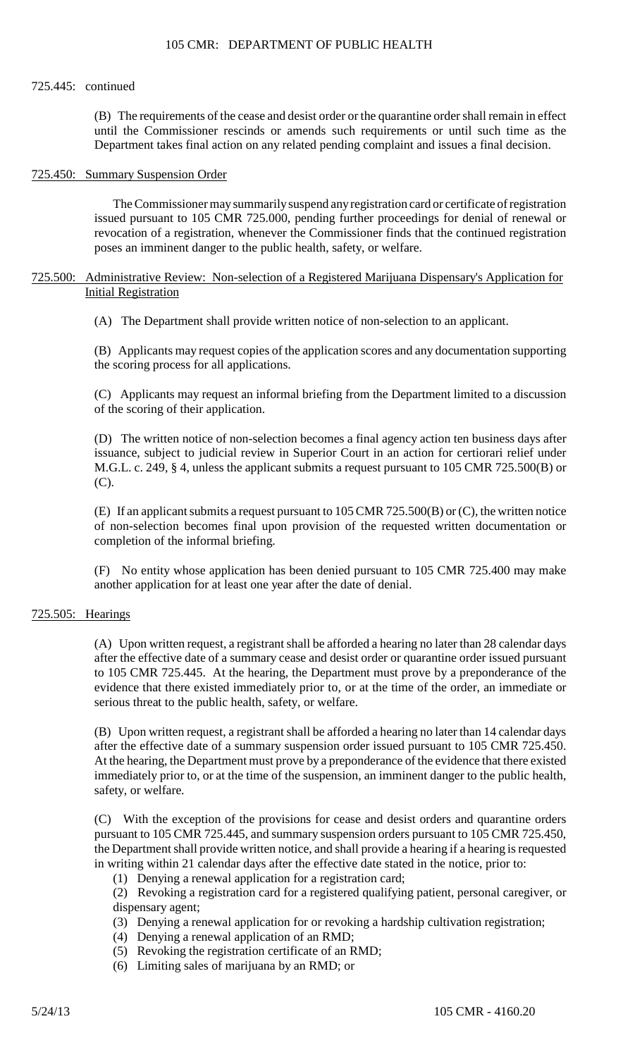725.445: continued

(B) The requirements of the cease and desist order or the quarantine order shall remain in effect until the Commissioner rescinds or amends such requirements or until such time as the Department takes final action on any related pending complaint and issues a final decision.

## 725.450: Summary Suspension Order

The Commissioner may summarily suspend any registration card or certificate of registration issued pursuant to 105 CMR 725.000, pending further proceedings for denial of renewal or revocation of a registration, whenever the Commissioner finds that the continued registration poses an imminent danger to the public health, safety, or welfare.

## 725.500: Administrative Review: Non-selection of a Registered Marijuana Dispensary's Application for Initial Registration

(A) The Department shall provide written notice of non-selection to an applicant.

(B) Applicants may request copies of the application scores and any documentation supporting the scoring process for all applications.

(C) Applicants may request an informal briefing from the Department limited to a discussion of the scoring of their application.

(D) The written notice of non-selection becomes a final agency action ten business days after issuance, subject to judicial review in Superior Court in an action for certiorari relief under M.G.L. c. 249, § 4, unless the applicant submits a request pursuant to 105 CMR 725.500(B) or (C).

(E) If an applicant submits a request pursuant to 105 CMR 725.500(B) or (C), the written notice of non-selection becomes final upon provision of the requested written documentation or completion of the informal briefing.

(F) No entity whose application has been denied pursuant to 105 CMR 725.400 may make another application for at least one year after the date of denial.

## 725.505: Hearings

(A) Upon written request, a registrant shall be afforded a hearing no later than 28 calendar days after the effective date of a summary cease and desist order or quarantine order issued pursuant to 105 CMR 725.445. At the hearing, the Department must prove by a preponderance of the evidence that there existed immediately prior to, or at the time of the order, an immediate or serious threat to the public health, safety, or welfare.

(B) Upon written request, a registrant shall be afforded a hearing no later than 14 calendar days after the effective date of a summary suspension order issued pursuant to 105 CMR 725.450. At the hearing, the Department must prove by a preponderance of the evidence that there existed immediately prior to, or at the time of the suspension, an imminent danger to the public health, safety, or welfare.

(C) With the exception of the provisions for cease and desist orders and quarantine orders pursuant to 105 CMR 725.445, and summary suspension orders pursuant to 105 CMR 725.450, the Department shall provide written notice, and shall provide a hearing if a hearing is requested in writing within 21 calendar days after the effective date stated in the notice, prior to:

(1) Denying a renewal application for a registration card;
(2) Revoking a registration card for a registered qualifying patient, personal caregiver, or dispensary agent;
(3) Denying a renewal application for or revoking a hardship cultivation registration;
(4) Denying a renewal application of an RMD;
(5) Revoking the registration certificate of an RMD;
(6) Limiting sales of marijuana by an RMD; or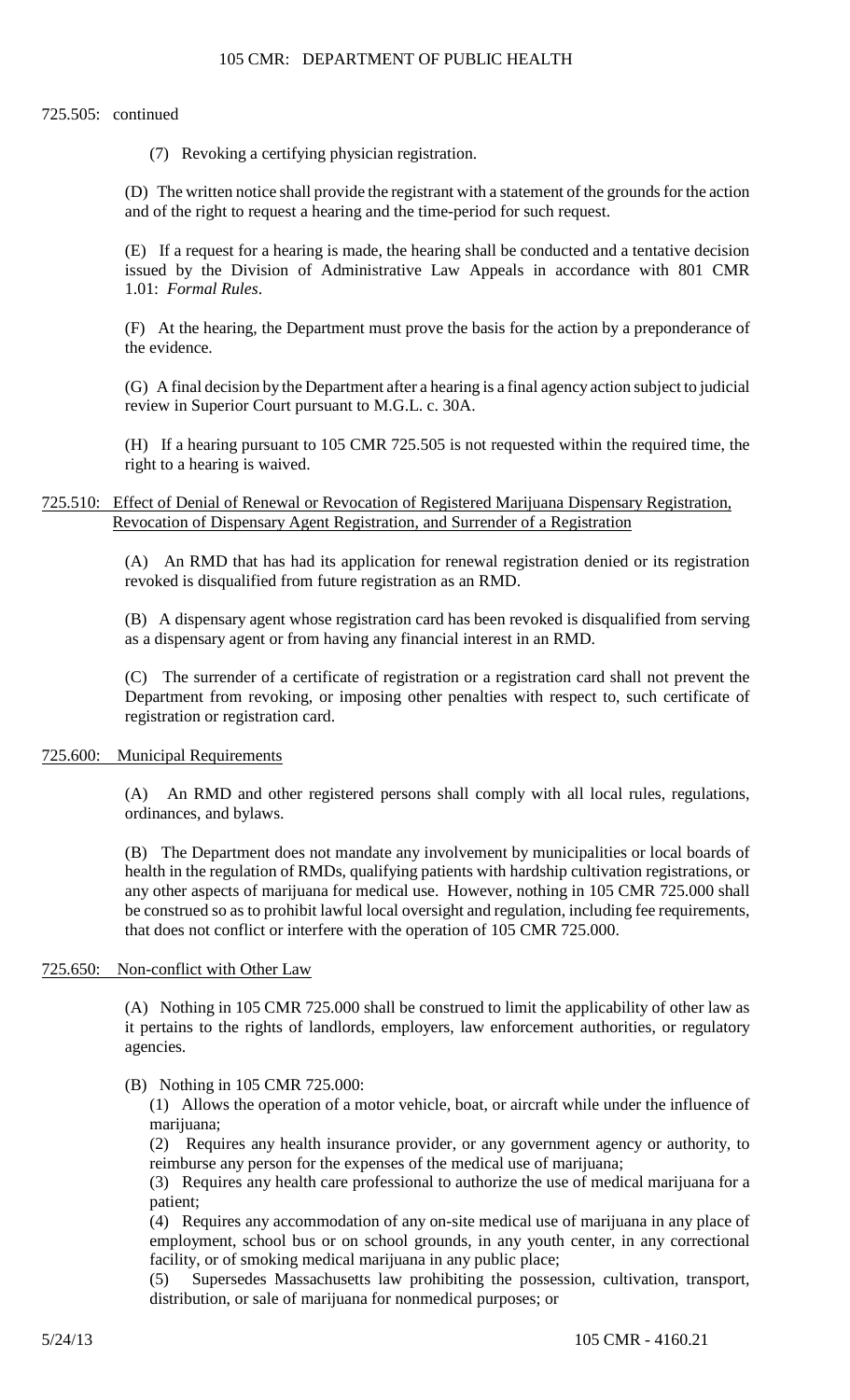725.505: continued

(7) Revoking a certifying physician registration.

(D) The written notice shall provide the registrant with a statement of the grounds for the action and of the right to request a hearing and the time-period for such request.

(E) If a request for a hearing is made, the hearing shall be conducted and a tentative decision issued by the Division of Administrative Law Appeals in accordance with 801 CMR 1.01: *Formal Rules*.

(F) At the hearing, the Department must prove the basis for the action by a preponderance of the evidence.

(G) A final decision by the Department after a hearing is a final agency action subject to judicial review in Superior Court pursuant to M.G.L. c. 30A.

(H) If a hearing pursuant to 105 CMR 725.505 is not requested within the required time, the right to a hearing is waived.

## 725.510: Effect of Denial of Renewal or Revocation of Registered Marijuana Dispensary Registration, Revocation of Dispensary Agent Registration, and Surrender of a Registration

(A) An RMD that has had its application for renewal registration denied or its registration revoked is disqualified from future registration as an RMD.

(B) A dispensary agent whose registration card has been revoked is disqualified from serving as a dispensary agent or from having any financial interest in an RMD.

(C) The surrender of a certificate of registration or a registration card shall not prevent the Department from revoking, or imposing other penalties with respect to, such certificate of registration or registration card.

## 725.600: Municipal Requirements

(A) An RMD and other registered persons shall comply with all local rules, regulations, ordinances, and bylaws.

(B) The Department does not mandate any involvement by municipalities or local boards of health in the regulation of RMDs, qualifying patients with hardship cultivation registrations, or any other aspects of marijuana for medical use. However, nothing in 105 CMR 725.000 shall be construed so as to prohibit lawful local oversight and regulation, including fee requirements, that does not conflict or interfere with the operation of 105 CMR 725.000.

## 725.650: Non-conflict with Other Law

(A) Nothing in 105 CMR 725.000 shall be construed to limit the applicability of other law as it pertains to the rights of landlords, employers, law enforcement authorities, or regulatory agencies.

(B) Nothing in 105 CMR 725.000:

(1) Allows the operation of a motor vehicle, boat, or aircraft while under the influence of marijuana;

(2) Requires any health insurance provider, or any government agency or authority, to reimburse any person for the expenses of the medical use of marijuana;

(3) Requires any health care professional to authorize the use of medical marijuana for a patient;

(4) Requires any accommodation of any on-site medical use of marijuana in any place of employment, school bus or on school grounds, in any youth center, in any correctional facility, or of smoking medical marijuana in any public place;

(5) Supersedes Massachusetts law prohibiting the possession, cultivation, transport, distribution, or sale of marijuana for nonmedical purposes; or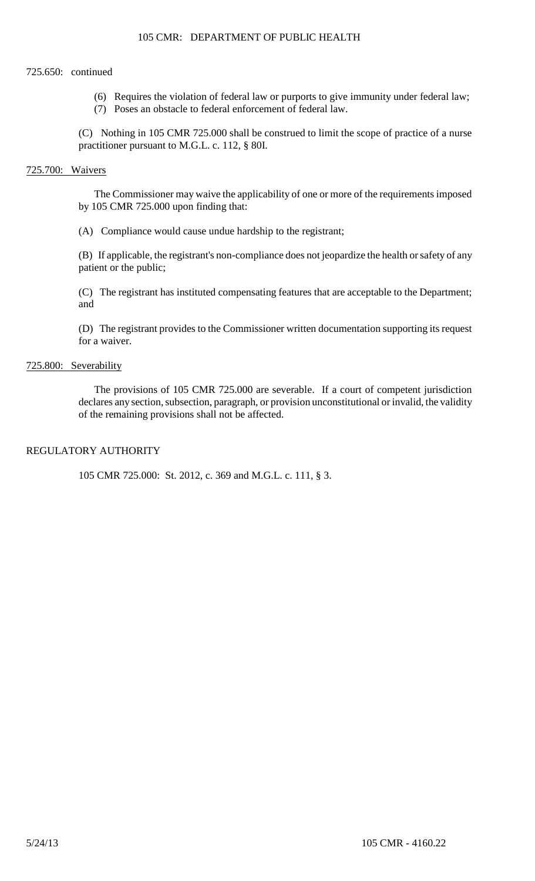725.650: continued

(6) Requires the violation of federal law or purports to give immunity under federal law;
(7) Poses an obstacle to federal enforcement of federal law.

(C) Nothing in 105 CMR 725.000 shall be construed to limit the scope of practice of a nurse practitioner pursuant to M.G.L. c. 112, § 80I.

## 725.700: Waivers

The Commissioner may waive the applicability of one or more of the requirements imposed by 105 CMR 725.000 upon finding that:

(A) Compliance would cause undue hardship to the registrant;

(B) If applicable, the registrant's non-compliance does not jeopardize the health or safety of any patient or the public;

(C) The registrant has instituted compensating features that are acceptable to the Department; and

(D) The registrant provides to the Commissioner written documentation supporting its request for a waiver.

## 725.800: Severability

The provisions of 105 CMR 725.000 are severable. If a court of competent jurisdiction declares any section, subsection, paragraph, or provision unconstitutional or invalid, the validity of the remaining provisions shall not be affected.

## REGULATORY AUTHORITY

105 CMR 725.000: St. 2012, c. 369 and M.G.L. c. 111, § 3.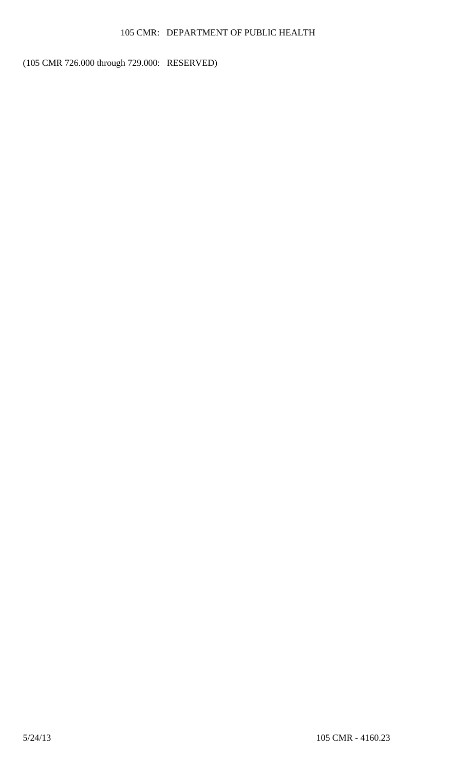(105 CMR 726.000 through 729.000: RESERVED)